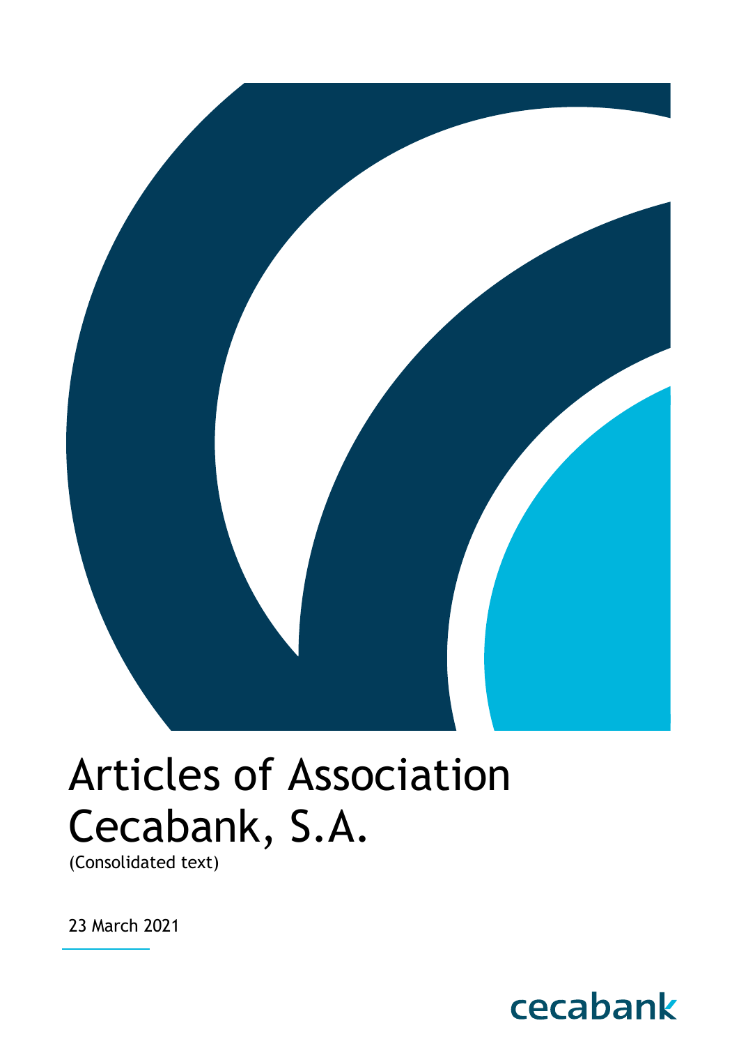# Articles of Association
# Cecabank, S.A.

(Consolidated text)

23 March 2021

cecabank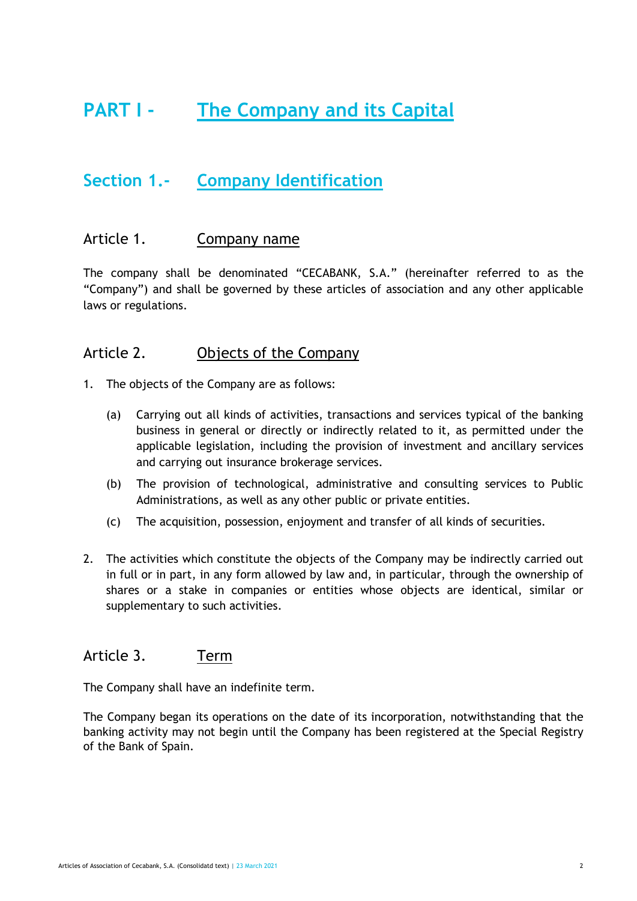# PART I - The Company and its Capital

## Section 1.- Company Identification

### Article 1. Company name

The company shall be denominated "CECABANK, S.A." (hereinafter referred to as the "Company") and shall be governed by these articles of association and any other applicable laws or regulations.

### Article 2. Objects of the Company

1. The objects of the Company are as follows:

   (a) Carrying out all kinds of activities, transactions and services typical of the banking business in general or directly or indirectly related to it, as permitted under the applicable legislation, including the provision of investment and ancillary services and carrying out insurance brokerage services.

   (b) The provision of technological, administrative and consulting services to Public Administrations, as well as any other public or private entities.

   (c) The acquisition, possession, enjoyment and transfer of all kinds of securities.

2. The activities which constitute the objects of the Company may be indirectly carried out in full or in part, in any form allowed by law and, in particular, through the ownership of shares or a stake in companies or entities whose objects are identical, similar or supplementary to such activities.

### Article 3. Term

The Company shall have an indefinite term.

The Company began its operations on the date of its incorporation, notwithstanding that the banking activity may not begin until the Company has been registered at the Special Registry of the Bank of Spain.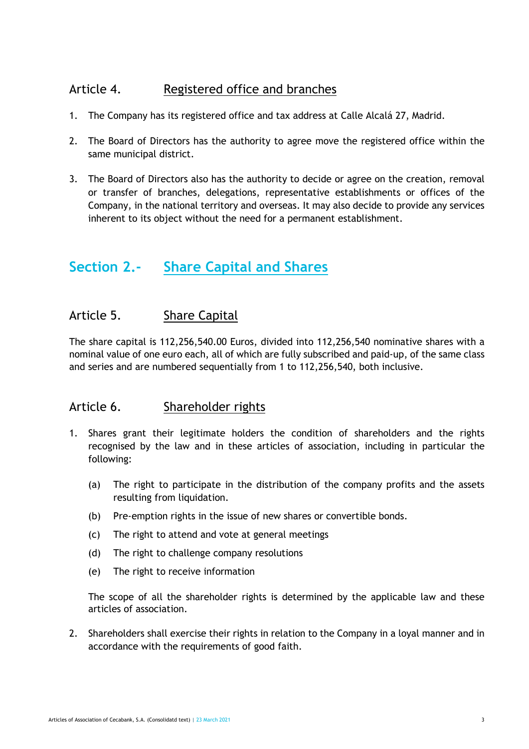### Article 4. Registered office and branches

1. The Company has its registered office and tax address at Calle Alcalá 27, Madrid.

2. The Board of Directors has the authority to agree move the registered office within the same municipal district.

3. The Board of Directors also has the authority to decide or agree on the creation, removal or transfer of branches, delegations, representative establishments or offices of the Company, in the national territory and overseas. It may also decide to provide any services inherent to its object without the need for a permanent establishment.

## Section 2.- Share Capital and Shares

### Article 5. Share Capital

The share capital is 112,256,540.00 Euros, divided into 112,256,540 nominative shares with a nominal value of one euro each, all of which are fully subscribed and paid-up, of the same class and series and are numbered sequentially from 1 to 112,256,540, both inclusive.

### Article 6. Shareholder rights

1. Shares grant their legitimate holders the condition of shareholders and the rights recognised by the law and in these articles of association, including in particular the following:

   (a) The right to participate in the distribution of the company profits and the assets resulting from liquidation.

   (b) Pre-emption rights in the issue of new shares or convertible bonds.

   (c) The right to attend and vote at general meetings

   (d) The right to challenge company resolutions

   (e) The right to receive information

   The scope of all the shareholder rights is determined by the applicable law and these articles of association.

2. Shareholders shall exercise their rights in relation to the Company in a loyal manner and in accordance with the requirements of good faith.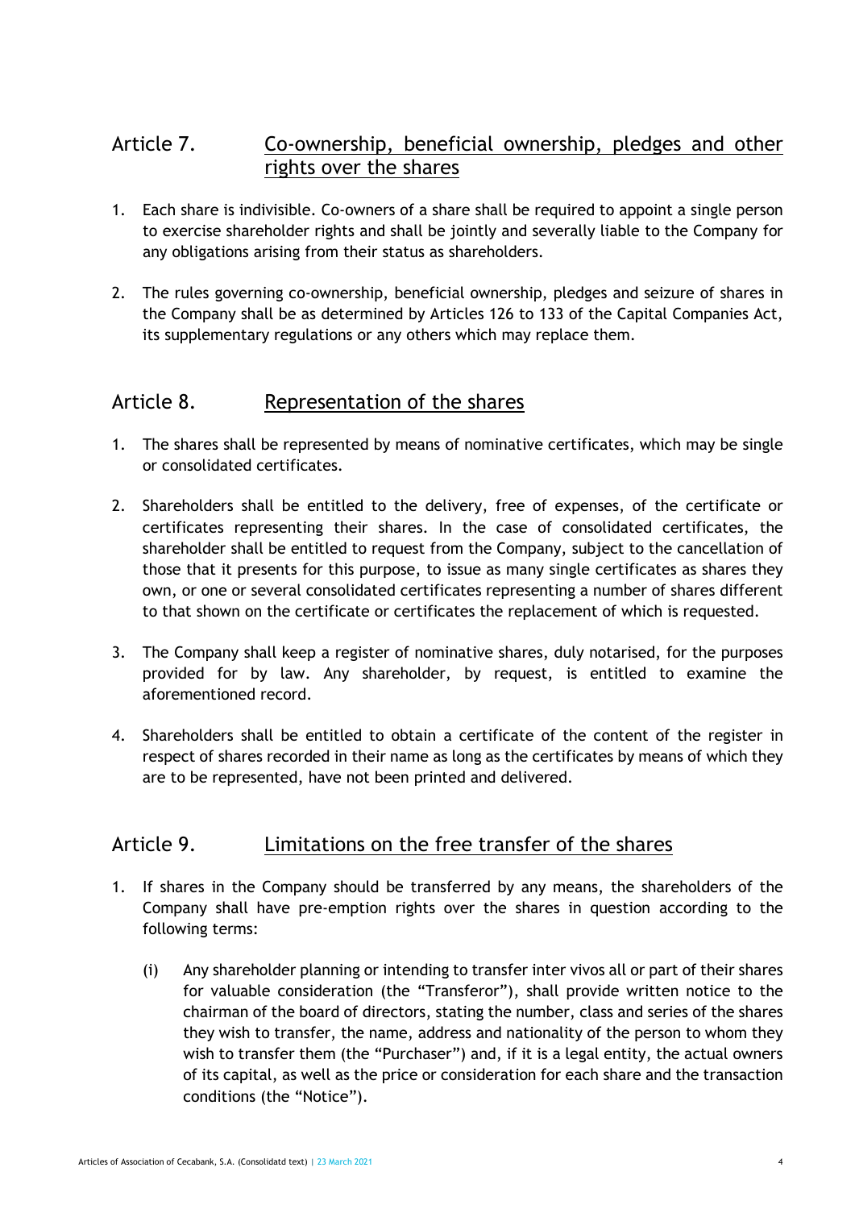## Article 7. Co-ownership, beneficial ownership, pledges and other rights over the shares

1. Each share is indivisible. Co-owners of a share shall be required to appoint a single person to exercise shareholder rights and shall be jointly and severally liable to the Company for any obligations arising from their status as shareholders.

2. The rules governing co-ownership, beneficial ownership, pledges and seizure of shares in the Company shall be as determined by Articles 126 to 133 of the Capital Companies Act, its supplementary regulations or any others which may replace them.

## Article 8. Representation of the shares

1. The shares shall be represented by means of nominative certificates, which may be single or consolidated certificates.

2. Shareholders shall be entitled to the delivery, free of expenses, of the certificate or certificates representing their shares. In the case of consolidated certificates, the shareholder shall be entitled to request from the Company, subject to the cancellation of those that it presents for this purpose, to issue as many single certificates as shares they own, or one or several consolidated certificates representing a number of shares different to that shown on the certificate or certificates the replacement of which is requested.

3. The Company shall keep a register of nominative shares, duly notarised, for the purposes provided for by law. Any shareholder, by request, is entitled to examine the aforementioned record.

4. Shareholders shall be entitled to obtain a certificate of the content of the register in respect of shares recorded in their name as long as the certificates by means of which they are to be represented, have not been printed and delivered.

## Article 9. Limitations on the free transfer of the shares

1. If shares in the Company should be transferred by any means, the shareholders of the Company shall have pre-emption rights over the shares in question according to the following terms:

   (i) Any shareholder planning or intending to transfer inter vivos all or part of their shares for valuable consideration (the "Transferor"), shall provide written notice to the chairman of the board of directors, stating the number, class and series of the shares they wish to transfer, the name, address and nationality of the person to whom they wish to transfer them (the "Purchaser") and, if it is a legal entity, the actual owners of its capital, as well as the price or consideration for each share and the transaction conditions (the "Notice").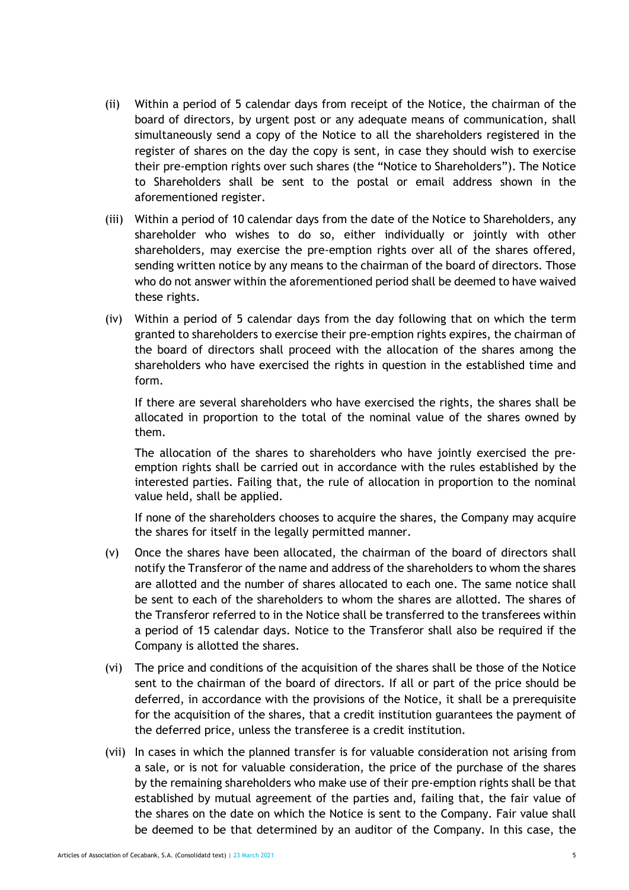(ii) Within a period of 5 calendar days from receipt of the Notice, the chairman of the board of directors, by urgent post or any adequate means of communication, shall simultaneously send a copy of the Notice to all the shareholders registered in the register of shares on the day the copy is sent, in case they should wish to exercise their pre-emption rights over such shares (the "Notice to Shareholders"). The Notice to Shareholders shall be sent to the postal or email address shown in the aforementioned register.

(iii) Within a period of 10 calendar days from the date of the Notice to Shareholders, any shareholder who wishes to do so, either individually or jointly with other shareholders, may exercise the pre-emption rights over all of the shares offered, sending written notice by any means to the chairman of the board of directors. Those who do not answer within the aforementioned period shall be deemed to have waived these rights.

(iv) Within a period of 5 calendar days from the day following that on which the term granted to shareholders to exercise their pre-emption rights expires, the chairman of the board of directors shall proceed with the allocation of the shares among the shareholders who have exercised the rights in question in the established time and form.

   If there are several shareholders who have exercised the rights, the shares shall be allocated in proportion to the total of the nominal value of the shares owned by them.

   The allocation of the shares to shareholders who have jointly exercised the pre-emption rights shall be carried out in accordance with the rules established by the interested parties. Failing that, the rule of allocation in proportion to the nominal value held, shall be applied.

   If none of the shareholders chooses to acquire the shares, the Company may acquire the shares for itself in the legally permitted manner.

(v) Once the shares have been allocated, the chairman of the board of directors shall notify the Transferor of the name and address of the shareholders to whom the shares are allotted and the number of shares allocated to each one. The same notice shall be sent to each of the shareholders to whom the shares are allotted. The shares of the Transferor referred to in the Notice shall be transferred to the transferees within a period of 15 calendar days. Notice to the Transferor shall also be required if the Company is allotted the shares.

(vi) The price and conditions of the acquisition of the shares shall be those of the Notice sent to the chairman of the board of directors. If all or part of the price should be deferred, in accordance with the provisions of the Notice, it shall be a prerequisite for the acquisition of the shares, that a credit institution guarantees the payment of the deferred price, unless the transferee is a credit institution.

(vii) In cases in which the planned transfer is for valuable consideration not arising from a sale, or is not for valuable consideration, the price of the purchase of the shares by the remaining shareholders who make use of their pre-emption rights shall be that established by mutual agreement of the parties and, failing that, the fair value of the shares on the date on which the Notice is sent to the Company. Fair value shall be deemed to be that determined by an auditor of the Company. In this case, the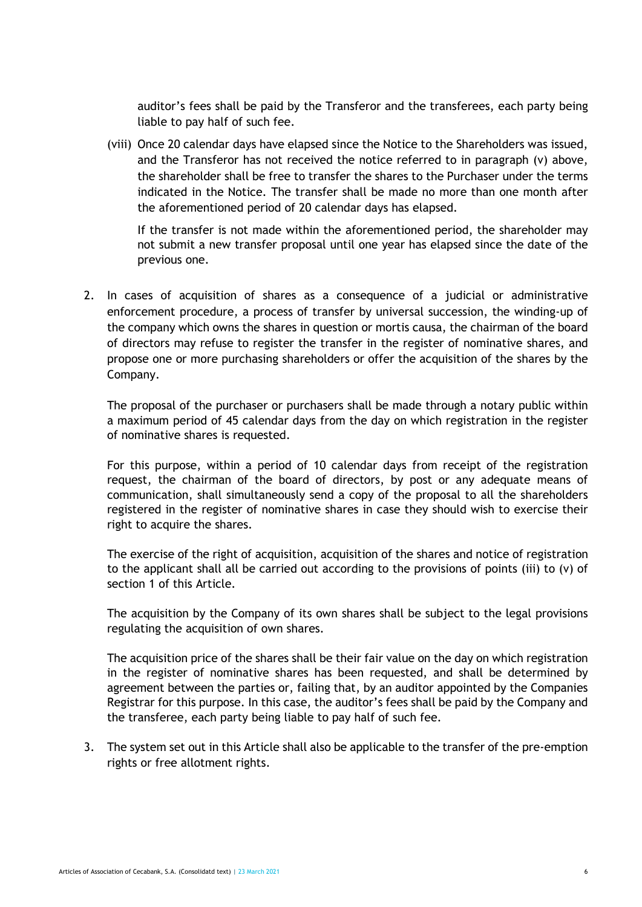auditor's fees shall be paid by the Transferor and the transferees, each party being liable to pay half of such fee.

(viii) Once 20 calendar days have elapsed since the Notice to the Shareholders was issued, and the Transferor has not received the notice referred to in paragraph (v) above, the shareholder shall be free to transfer the shares to the Purchaser under the terms indicated in the Notice. The transfer shall be made no more than one month after the aforementioned period of 20 calendar days has elapsed.

If the transfer is not made within the aforementioned period, the shareholder may not submit a new transfer proposal until one year has elapsed since the date of the previous one.

2. In cases of acquisition of shares as a consequence of a judicial or administrative enforcement procedure, a process of transfer by universal succession, the winding-up of the company which owns the shares in question or mortis causa, the chairman of the board of directors may refuse to register the transfer in the register of nominative shares, and propose one or more purchasing shareholders or offer the acquisition of the shares by the Company.

   The proposal of the purchaser or purchasers shall be made through a notary public within a maximum period of 45 calendar days from the day on which registration in the register of nominative shares is requested.

   For this purpose, within a period of 10 calendar days from receipt of the registration request, the chairman of the board of directors, by post or any adequate means of communication, shall simultaneously send a copy of the proposal to all the shareholders registered in the register of nominative shares in case they should wish to exercise their right to acquire the shares.

   The exercise of the right of acquisition, acquisition of the shares and notice of registration to the applicant shall all be carried out according to the provisions of points (iii) to (v) of section 1 of this Article.

   The acquisition by the Company of its own shares shall be subject to the legal provisions regulating the acquisition of own shares.

   The acquisition price of the shares shall be their fair value on the day on which registration in the register of nominative shares has been requested, and shall be determined by agreement between the parties or, failing that, by an auditor appointed by the Companies Registrar for this purpose. In this case, the auditor's fees shall be paid by the Company and the transferee, each party being liable to pay half of such fee.

3. The system set out in this Article shall also be applicable to the transfer of the pre-emption rights or free allotment rights.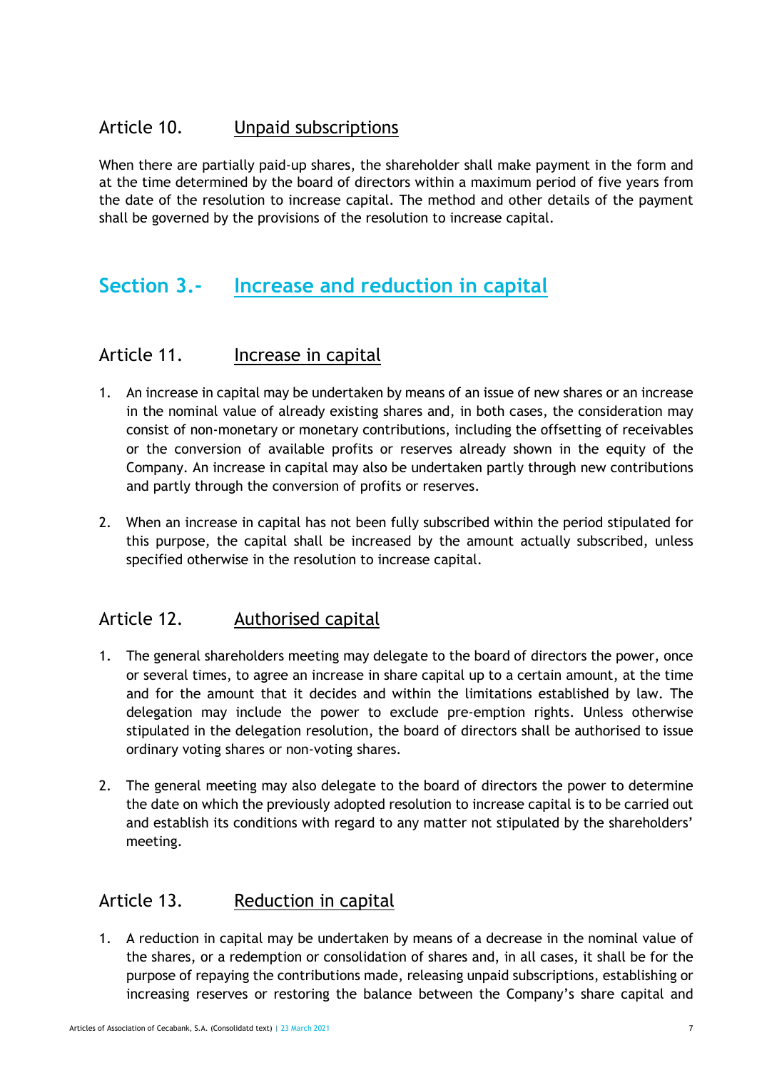### Article 10. Unpaid subscriptions

When there are partially paid-up shares, the shareholder shall make payment in the form and at the time determined by the board of directors within a maximum period of five years from the date of the resolution to increase capital. The method and other details of the payment shall be governed by the provisions of the resolution to increase capital.

## Section 3.- Increase and reduction in capital

### Article 11. Increase in capital

1. An increase in capital may be undertaken by means of an issue of new shares or an increase in the nominal value of already existing shares and, in both cases, the consideration may consist of non-monetary or monetary contributions, including the offsetting of receivables or the conversion of available profits or reserves already shown in the equity of the Company. An increase in capital may also be undertaken partly through new contributions and partly through the conversion of profits or reserves.

2. When an increase in capital has not been fully subscribed within the period stipulated for this purpose, the capital shall be increased by the amount actually subscribed, unless specified otherwise in the resolution to increase capital.

### Article 12. Authorised capital

1. The general shareholders meeting may delegate to the board of directors the power, once or several times, to agree an increase in share capital up to a certain amount, at the time and for the amount that it decides and within the limitations established by law. The delegation may include the power to exclude pre-emption rights. Unless otherwise stipulated in the delegation resolution, the board of directors shall be authorised to issue ordinary voting shares or non-voting shares.

2. The general meeting may also delegate to the board of directors the power to determine the date on which the previously adopted resolution to increase capital is to be carried out and establish its conditions with regard to any matter not stipulated by the shareholders' meeting.

### Article 13. Reduction in capital

1. A reduction in capital may be undertaken by means of a decrease in the nominal value of the shares, or a redemption or consolidation of shares and, in all cases, it shall be for the purpose of repaying the contributions made, releasing unpaid subscriptions, establishing or increasing reserves or restoring the balance between the Company's share capital and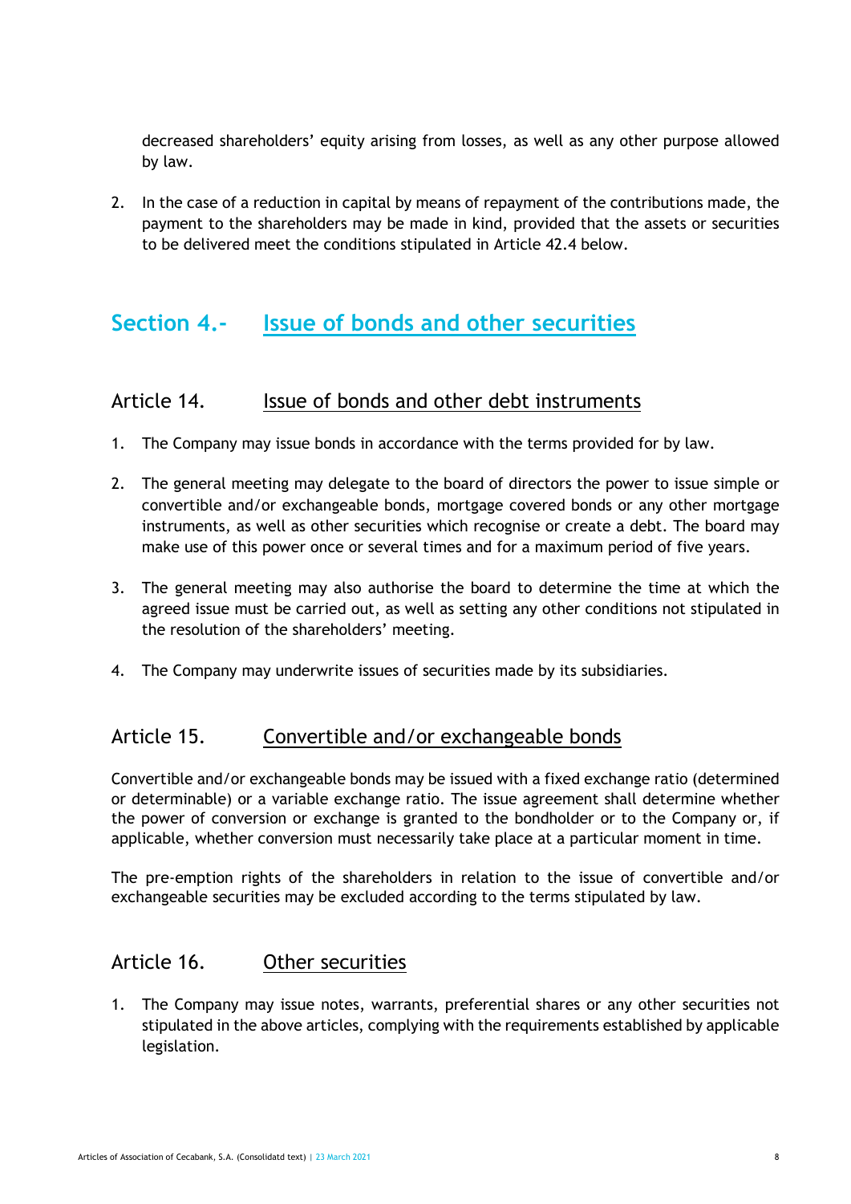decreased shareholders' equity arising from losses, as well as any other purpose allowed by law.

2. In the case of a reduction in capital by means of repayment of the contributions made, the payment to the shareholders may be made in kind, provided that the assets or securities to be delivered meet the conditions stipulated in Article 42.4 below.

## Section 4.- Issue of bonds and other securities

### Article 14. Issue of bonds and other debt instruments

1. The Company may issue bonds in accordance with the terms provided for by law.

2. The general meeting may delegate to the board of directors the power to issue simple or convertible and/or exchangeable bonds, mortgage covered bonds or any other mortgage instruments, as well as other securities which recognise or create a debt. The board may make use of this power once or several times and for a maximum period of five years.

3. The general meeting may also authorise the board to determine the time at which the agreed issue must be carried out, as well as setting any other conditions not stipulated in the resolution of the shareholders' meeting.

4. The Company may underwrite issues of securities made by its subsidiaries.

### Article 15. Convertible and/or exchangeable bonds

Convertible and/or exchangeable bonds may be issued with a fixed exchange ratio (determined or determinable) or a variable exchange ratio. The issue agreement shall determine whether the power of conversion or exchange is granted to the bondholder or to the Company or, if applicable, whether conversion must necessarily take place at a particular moment in time.

The pre-emption rights of the shareholders in relation to the issue of convertible and/or exchangeable securities may be excluded according to the terms stipulated by law.

### Article 16. Other securities

1. The Company may issue notes, warrants, preferential shares or any other securities not stipulated in the above articles, complying with the requirements established by applicable legislation.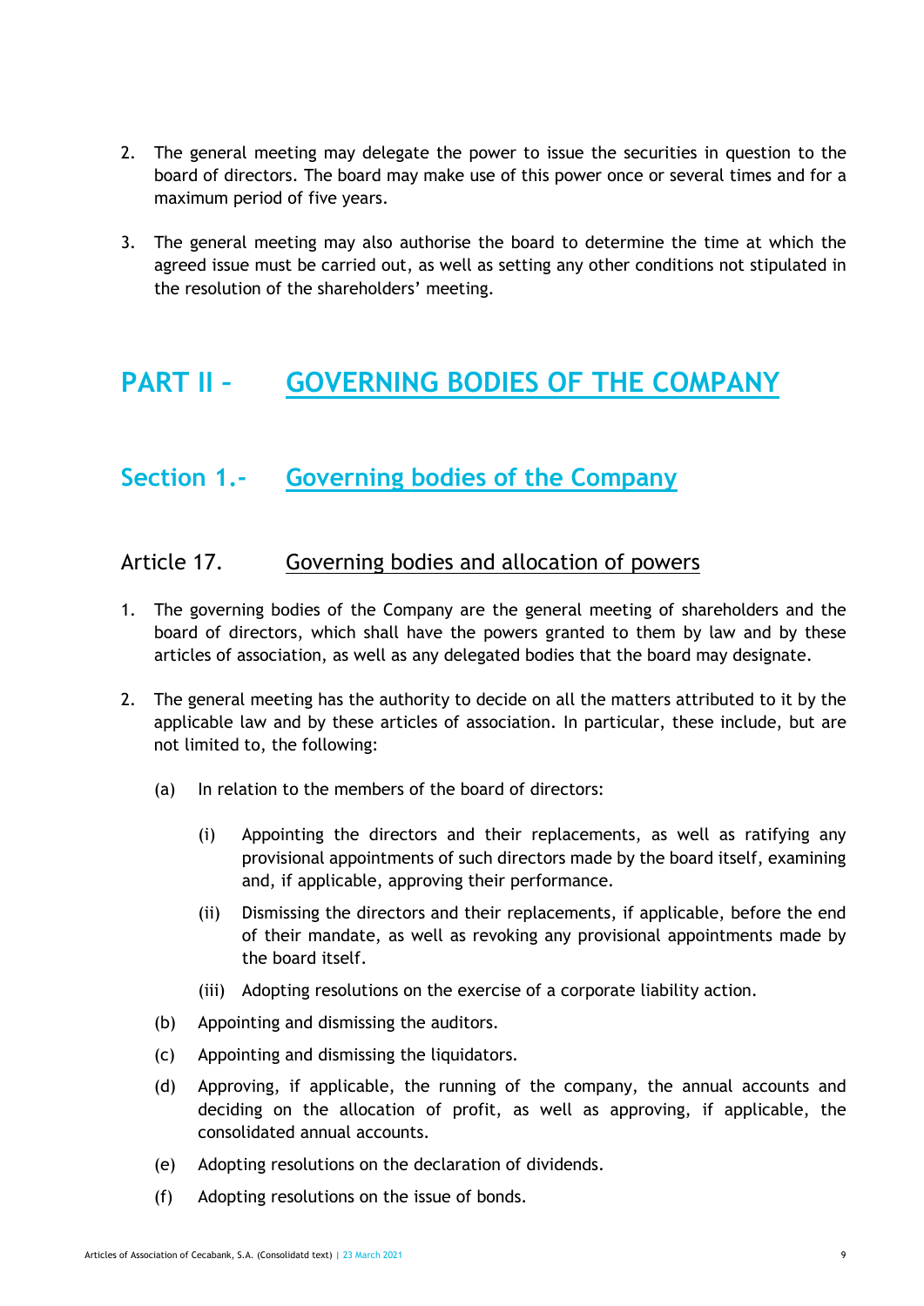2. The general meeting may delegate the power to issue the securities in question to the board of directors. The board may make use of this power once or several times and for a maximum period of five years.

3. The general meeting may also authorise the board to determine the time at which the agreed issue must be carried out, as well as setting any other conditions not stipulated in the resolution of the shareholders' meeting.

# PART II – GOVERNING BODIES OF THE COMPANY

## Section 1.- Governing bodies of the Company

### Article 17. Governing bodies and allocation of powers

1. The governing bodies of the Company are the general meeting of shareholders and the board of directors, which shall have the powers granted to them by law and by these articles of association, as well as any delegated bodies that the board may designate.

2. The general meeting has the authority to decide on all the matters attributed to it by the applicable law and by these articles of association. In particular, these include, but are not limited to, the following:

   (a) In relation to the members of the board of directors:

      (i) Appointing the directors and their replacements, as well as ratifying any provisional appointments of such directors made by the board itself, examining and, if applicable, approving their performance.

      (ii) Dismissing the directors and their replacements, if applicable, before the end of their mandate, as well as revoking any provisional appointments made by the board itself.

      (iii) Adopting resolutions on the exercise of a corporate liability action.

   (b) Appointing and dismissing the auditors.

   (c) Appointing and dismissing the liquidators.

   (d) Approving, if applicable, the running of the company, the annual accounts and deciding on the allocation of profit, as well as approving, if applicable, the consolidated annual accounts.

   (e) Adopting resolutions on the declaration of dividends.

   (f) Adopting resolutions on the issue of bonds.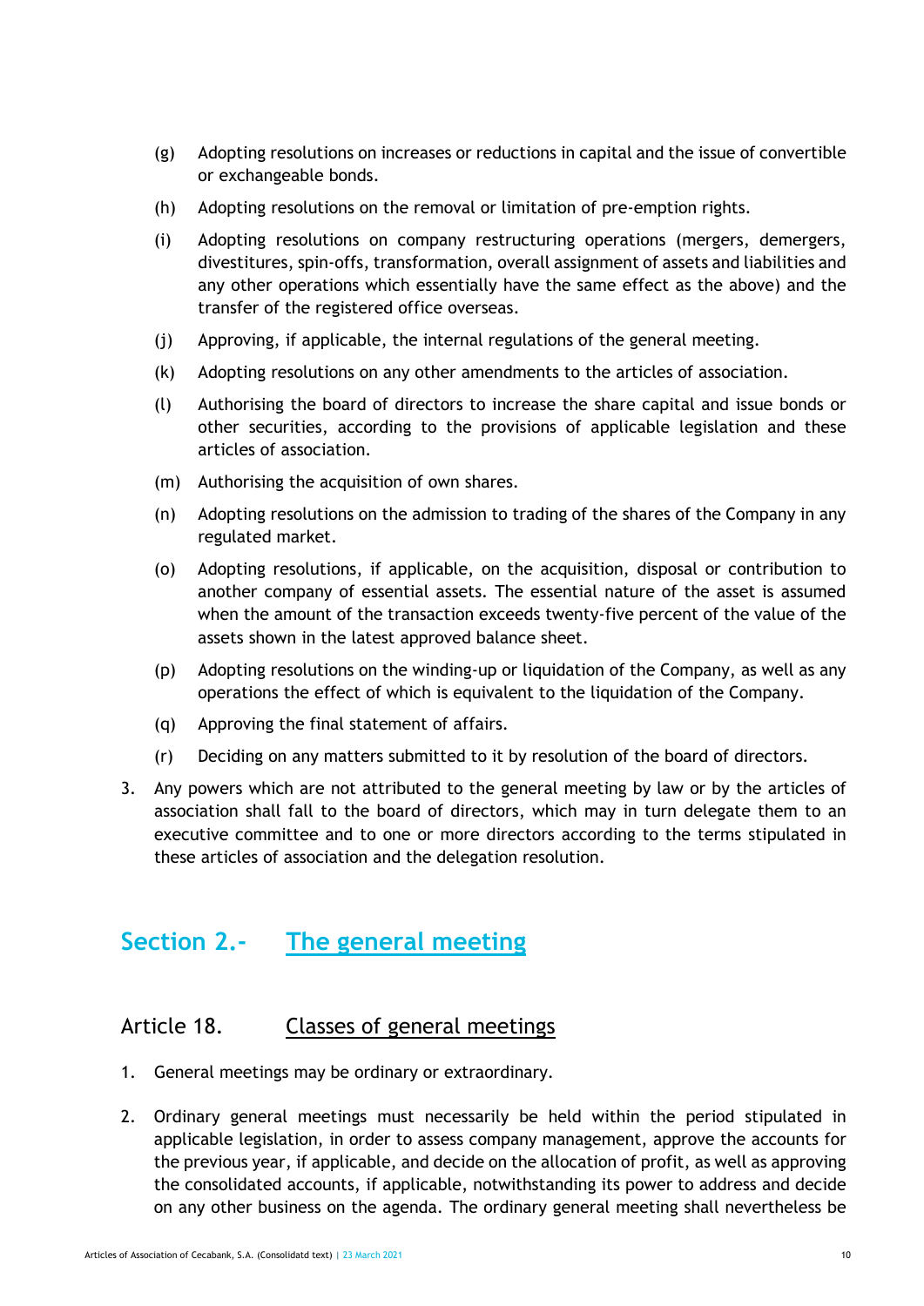(g) Adopting resolutions on increases or reductions in capital and the issue of convertible or exchangeable bonds.

(h) Adopting resolutions on the removal or limitation of pre-emption rights.

(i) Adopting resolutions on company restructuring operations (mergers, demergers, divestitures, spin-offs, transformation, overall assignment of assets and liabilities and any other operations which essentially have the same effect as the above) and the transfer of the registered office overseas.

(j) Approving, if applicable, the internal regulations of the general meeting.

(k) Adopting resolutions on any other amendments to the articles of association.

(l) Authorising the board of directors to increase the share capital and issue bonds or other securities, according to the provisions of applicable legislation and these articles of association.

(m) Authorising the acquisition of own shares.

(n) Adopting resolutions on the admission to trading of the shares of the Company in any regulated market.

(o) Adopting resolutions, if applicable, on the acquisition, disposal or contribution to another company of essential assets. The essential nature of the asset is assumed when the amount of the transaction exceeds twenty-five percent of the value of the assets shown in the latest approved balance sheet.

(p) Adopting resolutions on the winding-up or liquidation of the Company, as well as any operations the effect of which is equivalent to the liquidation of the Company.

(q) Approving the final statement of affairs.

(r) Deciding on any matters submitted to it by resolution of the board of directors.

3. Any powers which are not attributed to the general meeting by law or by the articles of association shall fall to the board of directors, which may in turn delegate them to an executive committee and to one or more directors according to the terms stipulated in these articles of association and the delegation resolution.

## Section 2.- The general meeting

### Article 18. Classes of general meetings

1. General meetings may be ordinary or extraordinary.

2. Ordinary general meetings must necessarily be held within the period stipulated in applicable legislation, in order to assess company management, approve the accounts for the previous year, if applicable, and decide on the allocation of profit, as well as approving the consolidated accounts, if applicable, notwithstanding its power to address and decide on any other business on the agenda. The ordinary general meeting shall nevertheless be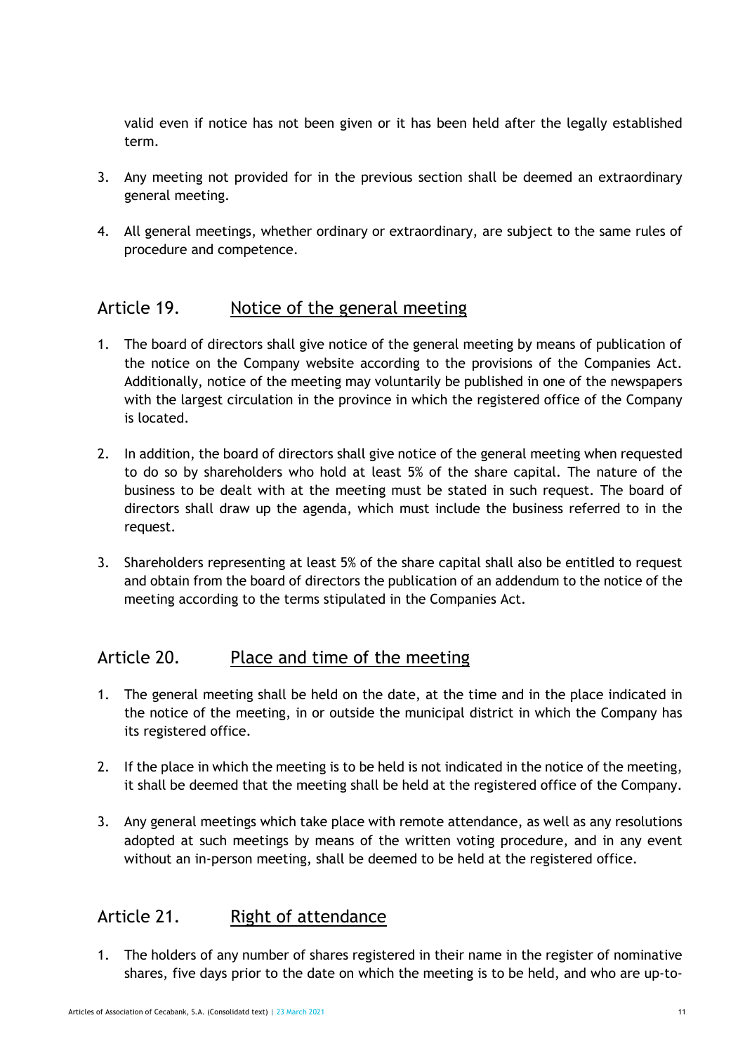valid even if notice has not been given or it has been held after the legally established term.

3. Any meeting not provided for in the previous section shall be deemed an extraordinary general meeting.

4. All general meetings, whether ordinary or extraordinary, are subject to the same rules of procedure and competence.

## Article 19. Notice of the general meeting

1. The board of directors shall give notice of the general meeting by means of publication of the notice on the Company website according to the provisions of the Companies Act. Additionally, notice of the meeting may voluntarily be published in one of the newspapers with the largest circulation in the province in which the registered office of the Company is located.

2. In addition, the board of directors shall give notice of the general meeting when requested to do so by shareholders who hold at least 5% of the share capital. The nature of the business to be dealt with at the meeting must be stated in such request. The board of directors shall draw up the agenda, which must include the business referred to in the request.

3. Shareholders representing at least 5% of the share capital shall also be entitled to request and obtain from the board of directors the publication of an addendum to the notice of the meeting according to the terms stipulated in the Companies Act.

## Article 20. Place and time of the meeting

1. The general meeting shall be held on the date, at the time and in the place indicated in the notice of the meeting, in or outside the municipal district in which the Company has its registered office.

2. If the place in which the meeting is to be held is not indicated in the notice of the meeting, it shall be deemed that the meeting shall be held at the registered office of the Company.

3. Any general meetings which take place with remote attendance, as well as any resolutions adopted at such meetings by means of the written voting procedure, and in any event without an in-person meeting, shall be deemed to be held at the registered office.

## Article 21. Right of attendance

1. The holders of any number of shares registered in their name in the register of nominative shares, five days prior to the date on which the meeting is to be held, and who are up-to-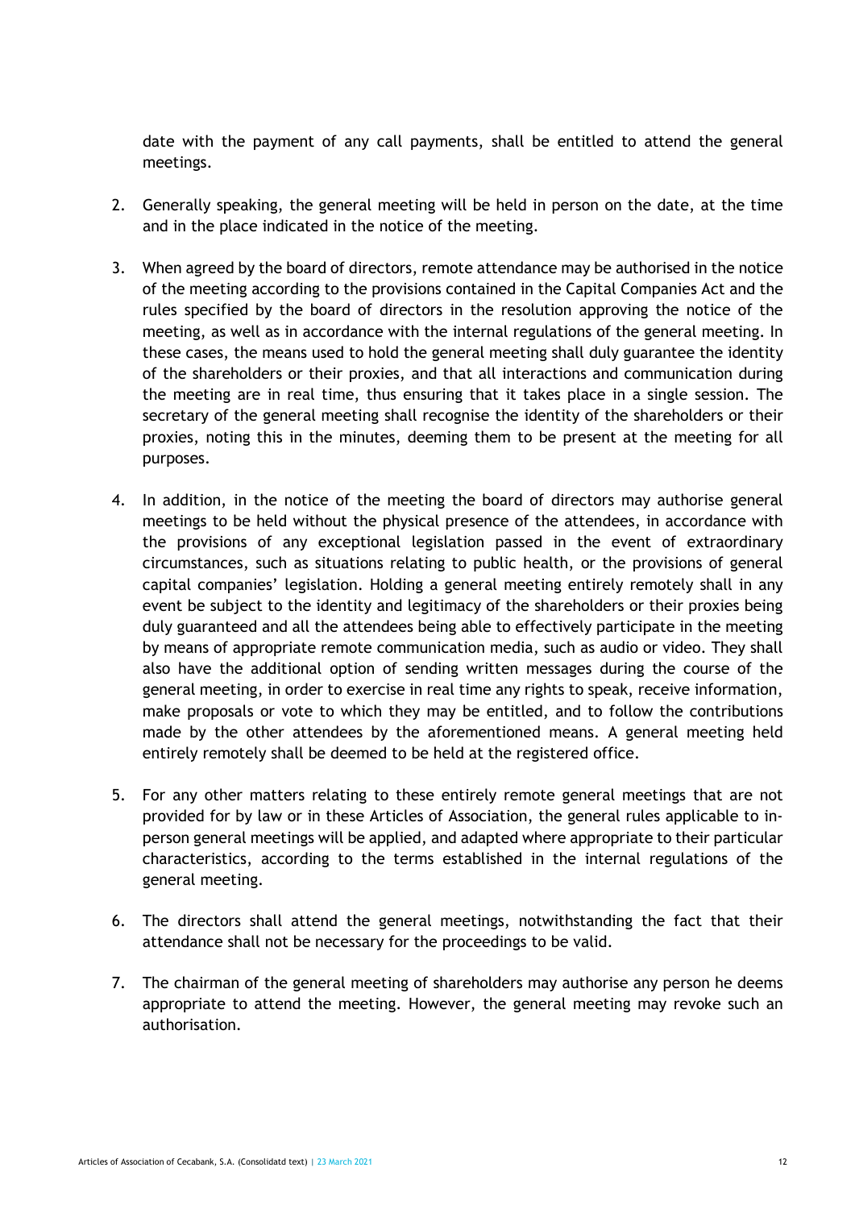date with the payment of any call payments, shall be entitled to attend the general meetings.

2. Generally speaking, the general meeting will be held in person on the date, at the time and in the place indicated in the notice of the meeting.

3. When agreed by the board of directors, remote attendance may be authorised in the notice of the meeting according to the provisions contained in the Capital Companies Act and the rules specified by the board of directors in the resolution approving the notice of the meeting, as well as in accordance with the internal regulations of the general meeting. In these cases, the means used to hold the general meeting shall duly guarantee the identity of the shareholders or their proxies, and that all interactions and communication during the meeting are in real time, thus ensuring that it takes place in a single session. The secretary of the general meeting shall recognise the identity of the shareholders or their proxies, noting this in the minutes, deeming them to be present at the meeting for all purposes.

4. In addition, in the notice of the meeting the board of directors may authorise general meetings to be held without the physical presence of the attendees, in accordance with the provisions of any exceptional legislation passed in the event of extraordinary circumstances, such as situations relating to public health, or the provisions of general capital companies' legislation. Holding a general meeting entirely remotely shall in any event be subject to the identity and legitimacy of the shareholders or their proxies being duly guaranteed and all the attendees being able to effectively participate in the meeting by means of appropriate remote communication media, such as audio or video. They shall also have the additional option of sending written messages during the course of the general meeting, in order to exercise in real time any rights to speak, receive information, make proposals or vote to which they may be entitled, and to follow the contributions made by the other attendees by the aforementioned means. A general meeting held entirely remotely shall be deemed to be held at the registered office.

5. For any other matters relating to these entirely remote general meetings that are not provided for by law or in these Articles of Association, the general rules applicable to in-person general meetings will be applied, and adapted where appropriate to their particular characteristics, according to the terms established in the internal regulations of the general meeting.

6. The directors shall attend the general meetings, notwithstanding the fact that their attendance shall not be necessary for the proceedings to be valid.

7. The chairman of the general meeting of shareholders may authorise any person he deems appropriate to attend the meeting. However, the general meeting may revoke such an authorisation.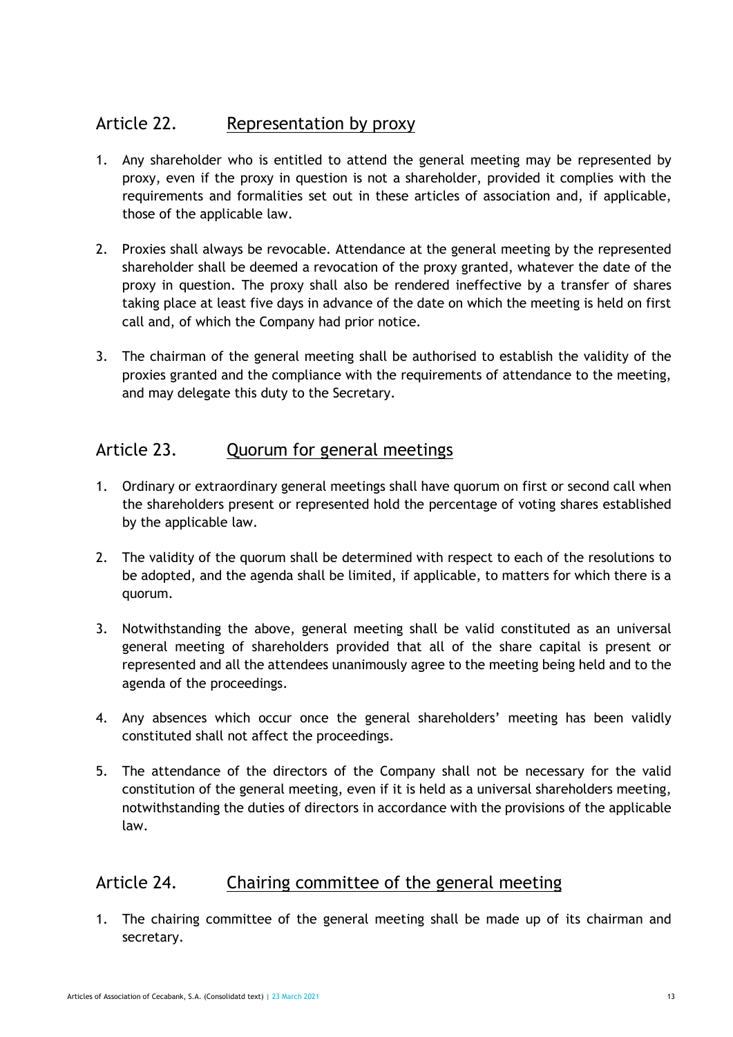## Article 22. Representation by proxy

1. Any shareholder who is entitled to attend the general meeting may be represented by proxy, even if the proxy in question is not a shareholder, provided it complies with the requirements and formalities set out in these articles of association and, if applicable, those of the applicable law.

2. Proxies shall always be revocable. Attendance at the general meeting by the represented shareholder shall be deemed a revocation of the proxy granted, whatever the date of the proxy in question. The proxy shall also be rendered ineffective by a transfer of shares taking place at least five days in advance of the date on which the meeting is held on first call and, of which the Company had prior notice.

3. The chairman of the general meeting shall be authorised to establish the validity of the proxies granted and the compliance with the requirements of attendance to the meeting, and may delegate this duty to the Secretary.

## Article 23. Quorum for general meetings

1. Ordinary or extraordinary general meetings shall have quorum on first or second call when the shareholders present or represented hold the percentage of voting shares established by the applicable law.

2. The validity of the quorum shall be determined with respect to each of the resolutions to be adopted, and the agenda shall be limited, if applicable, to matters for which there is a quorum.

3. Notwithstanding the above, general meeting shall be valid constituted as an universal general meeting of shareholders provided that all of the share capital is present or represented and all the attendees unanimously agree to the meeting being held and to the agenda of the proceedings.

4. Any absences which occur once the general shareholders' meeting has been validly constituted shall not affect the proceedings.

5. The attendance of the directors of the Company shall not be necessary for the valid constitution of the general meeting, even if it is held as a universal shareholders meeting, notwithstanding the duties of directors in accordance with the provisions of the applicable law.

## Article 24. Chairing committee of the general meeting

1. The chairing committee of the general meeting shall be made up of its chairman and secretary.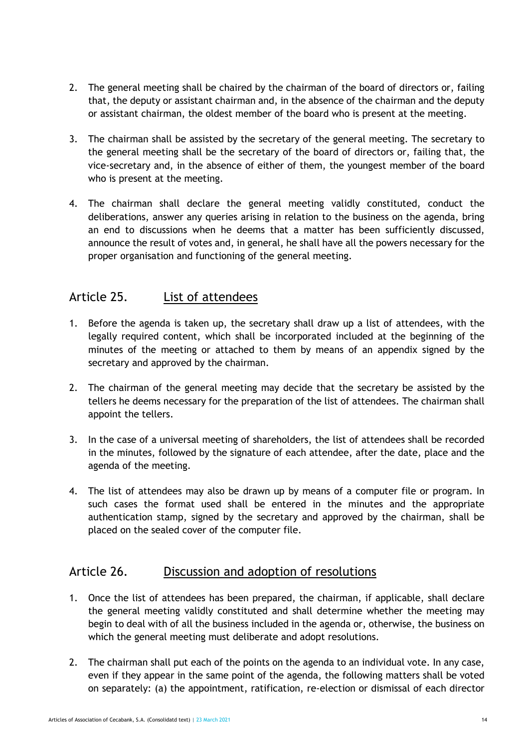2. The general meeting shall be chaired by the chairman of the board of directors or, failing that, the deputy or assistant chairman and, in the absence of the chairman and the deputy or assistant chairman, the oldest member of the board who is present at the meeting.

3. The chairman shall be assisted by the secretary of the general meeting. The secretary to the general meeting shall be the secretary of the board of directors or, failing that, the vice-secretary and, in the absence of either of them, the youngest member of the board who is present at the meeting.

4. The chairman shall declare the general meeting validly constituted, conduct the deliberations, answer any queries arising in relation to the business on the agenda, bring an end to discussions when he deems that a matter has been sufficiently discussed, announce the result of votes and, in general, he shall have all the powers necessary for the proper organisation and functioning of the general meeting.

## Article 25. List of attendees

1. Before the agenda is taken up, the secretary shall draw up a list of attendees, with the legally required content, which shall be incorporated included at the beginning of the minutes of the meeting or attached to them by means of an appendix signed by the secretary and approved by the chairman.

2. The chairman of the general meeting may decide that the secretary be assisted by the tellers he deems necessary for the preparation of the list of attendees. The chairman shall appoint the tellers.

3. In the case of a universal meeting of shareholders, the list of attendees shall be recorded in the minutes, followed by the signature of each attendee, after the date, place and the agenda of the meeting.

4. The list of attendees may also be drawn up by means of a computer file or program. In such cases the format used shall be entered in the minutes and the appropriate authentication stamp, signed by the secretary and approved by the chairman, shall be placed on the sealed cover of the computer file.

## Article 26. Discussion and adoption of resolutions

1. Once the list of attendees has been prepared, the chairman, if applicable, shall declare the general meeting validly constituted and shall determine whether the meeting may begin to deal with of all the business included in the agenda or, otherwise, the business on which the general meeting must deliberate and adopt resolutions.

2. The chairman shall put each of the points on the agenda to an individual vote. In any case, even if they appear in the same point of the agenda, the following matters shall be voted on separately: (a) the appointment, ratification, re-election or dismissal of each director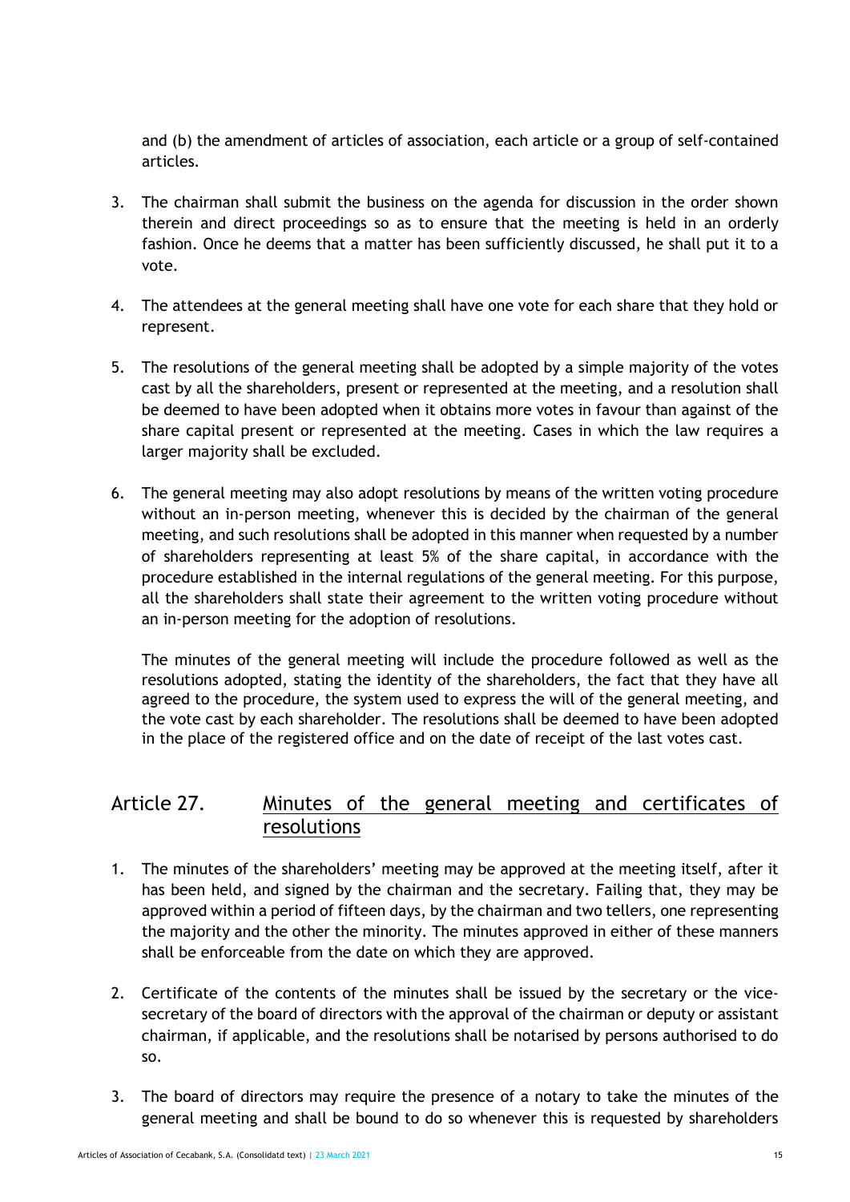and (b) the amendment of articles of association, each article or a group of self-contained articles.

3. The chairman shall submit the business on the agenda for discussion in the order shown therein and direct proceedings so as to ensure that the meeting is held in an orderly fashion. Once he deems that a matter has been sufficiently discussed, he shall put it to a vote.

4. The attendees at the general meeting shall have one vote for each share that they hold or represent.

5. The resolutions of the general meeting shall be adopted by a simple majority of the votes cast by all the shareholders, present or represented at the meeting, and a resolution shall be deemed to have been adopted when it obtains more votes in favour than against of the share capital present or represented at the meeting. Cases in which the law requires a larger majority shall be excluded.

6. The general meeting may also adopt resolutions by means of the written voting procedure without an in-person meeting, whenever this is decided by the chairman of the general meeting, and such resolutions shall be adopted in this manner when requested by a number of shareholders representing at least 5% of the share capital, in accordance with the procedure established in the internal regulations of the general meeting. For this purpose, all the shareholders shall state their agreement to the written voting procedure without an in-person meeting for the adoption of resolutions.

   The minutes of the general meeting will include the procedure followed as well as the resolutions adopted, stating the identity of the shareholders, the fact that they have all agreed to the procedure, the system used to express the will of the general meeting, and the vote cast by each shareholder. The resolutions shall be deemed to have been adopted in the place of the registered office and on the date of receipt of the last votes cast.

## Article 27. Minutes of the general meeting and certificates of resolutions

1. The minutes of the shareholders' meeting may be approved at the meeting itself, after it has been held, and signed by the chairman and the secretary. Failing that, they may be approved within a period of fifteen days, by the chairman and two tellers, one representing the majority and the other the minority. The minutes approved in either of these manners shall be enforceable from the date on which they are approved.

2. Certificate of the contents of the minutes shall be issued by the secretary or the vice-secretary of the board of directors with the approval of the chairman or deputy or assistant chairman, if applicable, and the resolutions shall be notarised by persons authorised to do so.

3. The board of directors may require the presence of a notary to take the minutes of the general meeting and shall be bound to do so whenever this is requested by shareholders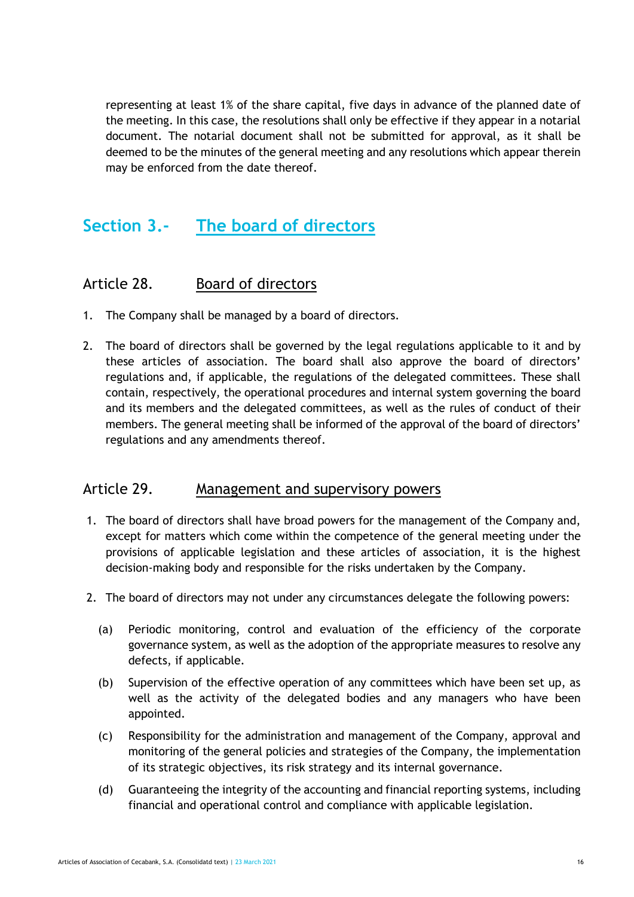representing at least 1% of the share capital, five days in advance of the planned date of the meeting. In this case, the resolutions shall only be effective if they appear in a notarial document. The notarial document shall not be submitted for approval, as it shall be deemed to be the minutes of the general meeting and any resolutions which appear therein may be enforced from the date thereof.

## Section 3.- The board of directors

### Article 28. Board of directors

1. The Company shall be managed by a board of directors.

2. The board of directors shall be governed by the legal regulations applicable to it and by these articles of association. The board shall also approve the board of directors' regulations and, if applicable, the regulations of the delegated committees. These shall contain, respectively, the operational procedures and internal system governing the board and its members and the delegated committees, as well as the rules of conduct of their members. The general meeting shall be informed of the approval of the board of directors' regulations and any amendments thereof.

### Article 29. Management and supervisory powers

1. The board of directors shall have broad powers for the management of the Company and, except for matters which come within the competence of the general meeting under the provisions of applicable legislation and these articles of association, it is the highest decision-making body and responsible for the risks undertaken by the Company.

2. The board of directors may not under any circumstances delegate the following powers:

   (a) Periodic monitoring, control and evaluation of the efficiency of the corporate governance system, as well as the adoption of the appropriate measures to resolve any defects, if applicable.

   (b) Supervision of the effective operation of any committees which have been set up, as well as the activity of the delegated bodies and any managers who have been appointed.

   (c) Responsibility for the administration and management of the Company, approval and monitoring of the general policies and strategies of the Company, the implementation of its strategic objectives, its risk strategy and its internal governance.

   (d) Guaranteeing the integrity of the accounting and financial reporting systems, including financial and operational control and compliance with applicable legislation.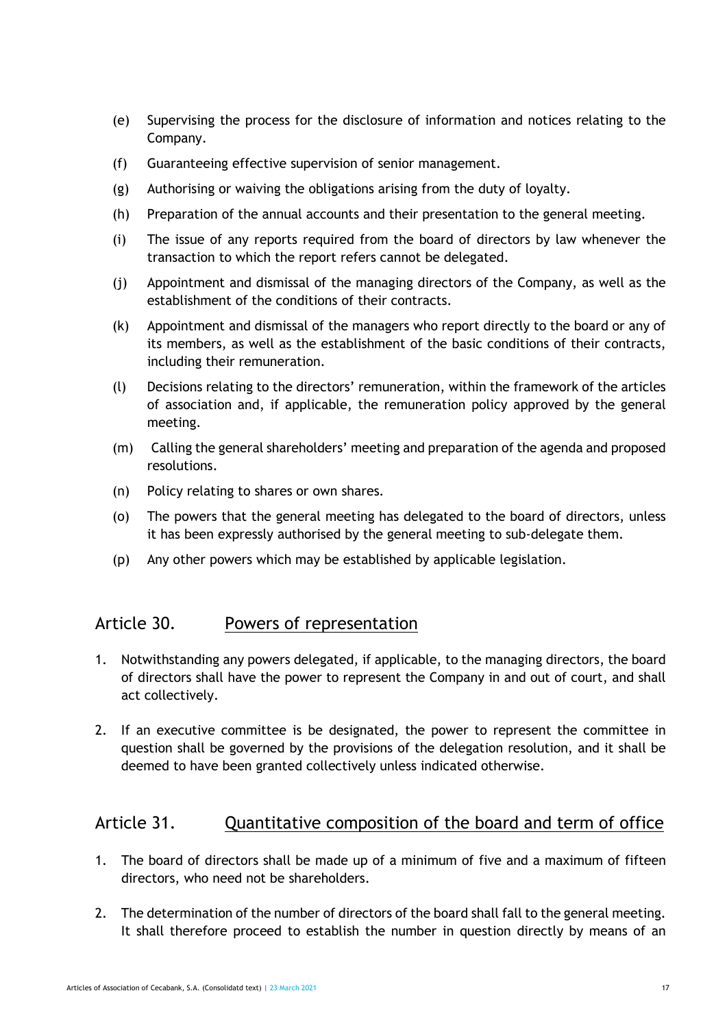(e) Supervising the process for the disclosure of information and notices relating to the Company.

(f) Guaranteeing effective supervision of senior management.

(g) Authorising or waiving the obligations arising from the duty of loyalty.

(h) Preparation of the annual accounts and their presentation to the general meeting.

(i) The issue of any reports required from the board of directors by law whenever the transaction to which the report refers cannot be delegated.

(j) Appointment and dismissal of the managing directors of the Company, as well as the establishment of the conditions of their contracts.

(k) Appointment and dismissal of the managers who report directly to the board or any of its members, as well as the establishment of the basic conditions of their contracts, including their remuneration.

(l) Decisions relating to the directors' remuneration, within the framework of the articles of association and, if applicable, the remuneration policy approved by the general meeting.

(m) Calling the general shareholders' meeting and preparation of the agenda and proposed resolutions.

(n) Policy relating to shares or own shares.

(o) The powers that the general meeting has delegated to the board of directors, unless it has been expressly authorised by the general meeting to sub-delegate them.

(p) Any other powers which may be established by applicable legislation.

## Article 30. Powers of representation

1. Notwithstanding any powers delegated, if applicable, to the managing directors, the board of directors shall have the power to represent the Company in and out of court, and shall act collectively.

2. If an executive committee is be designated, the power to represent the committee in question shall be governed by the provisions of the delegation resolution, and it shall be deemed to have been granted collectively unless indicated otherwise.

## Article 31. Quantitative composition of the board and term of office

1. The board of directors shall be made up of a minimum of five and a maximum of fifteen directors, who need not be shareholders.

2. The determination of the number of directors of the board shall fall to the general meeting. It shall therefore proceed to establish the number in question directly by means of an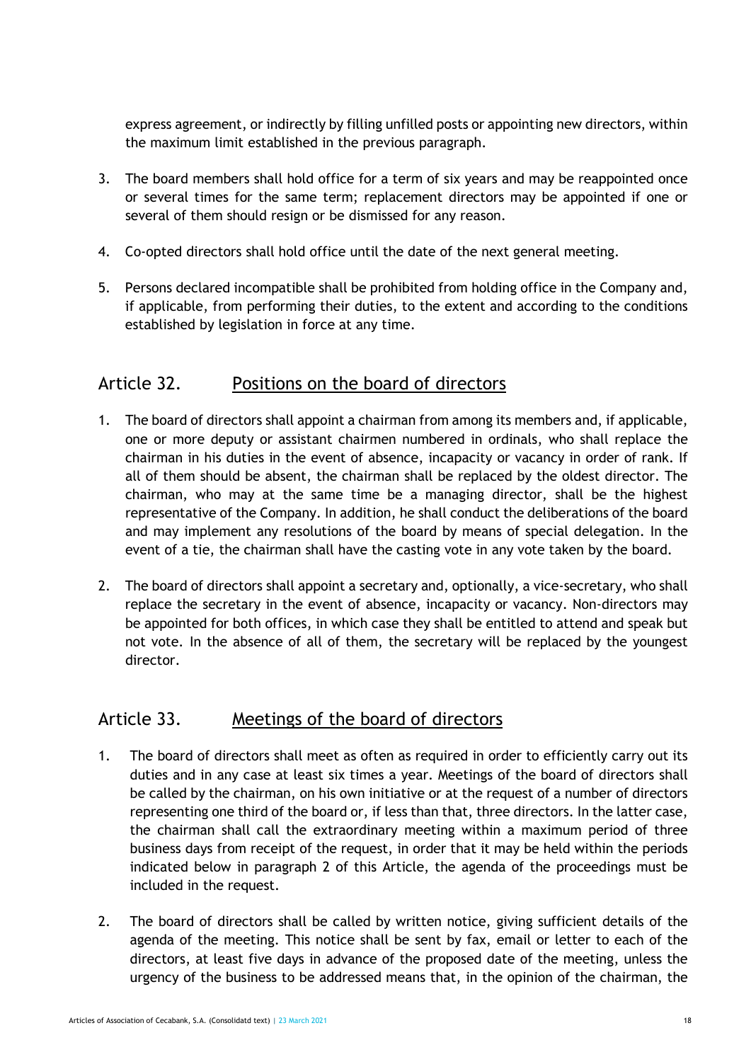express agreement, or indirectly by filling unfilled posts or appointing new directors, within the maximum limit established in the previous paragraph.

3. The board members shall hold office for a term of six years and may be reappointed once or several times for the same term; replacement directors may be appointed if one or several of them should resign or be dismissed for any reason.

4. Co-opted directors shall hold office until the date of the next general meeting.

5. Persons declared incompatible shall be prohibited from holding office in the Company and, if applicable, from performing their duties, to the extent and according to the conditions established by legislation in force at any time.

## Article 32. Positions on the board of directors

1. The board of directors shall appoint a chairman from among its members and, if applicable, one or more deputy or assistant chairmen numbered in ordinals, who shall replace the chairman in his duties in the event of absence, incapacity or vacancy in order of rank. If all of them should be absent, the chairman shall be replaced by the oldest director. The chairman, who may at the same time be a managing director, shall be the highest representative of the Company. In addition, he shall conduct the deliberations of the board and may implement any resolutions of the board by means of special delegation. In the event of a tie, the chairman shall have the casting vote in any vote taken by the board.

2. The board of directors shall appoint a secretary and, optionally, a vice-secretary, who shall replace the secretary in the event of absence, incapacity or vacancy. Non-directors may be appointed for both offices, in which case they shall be entitled to attend and speak but not vote. In the absence of all of them, the secretary will be replaced by the youngest director.

## Article 33. Meetings of the board of directors

1. The board of directors shall meet as often as required in order to efficiently carry out its duties and in any case at least six times a year. Meetings of the board of directors shall be called by the chairman, on his own initiative or at the request of a number of directors representing one third of the board or, if less than that, three directors. In the latter case, the chairman shall call the extraordinary meeting within a maximum period of three business days from receipt of the request, in order that it may be held within the periods indicated below in paragraph 2 of this Article, the agenda of the proceedings must be included in the request.

2. The board of directors shall be called by written notice, giving sufficient details of the agenda of the meeting. This notice shall be sent by fax, email or letter to each of the directors, at least five days in advance of the proposed date of the meeting, unless the urgency of the business to be addressed means that, in the opinion of the chairman, the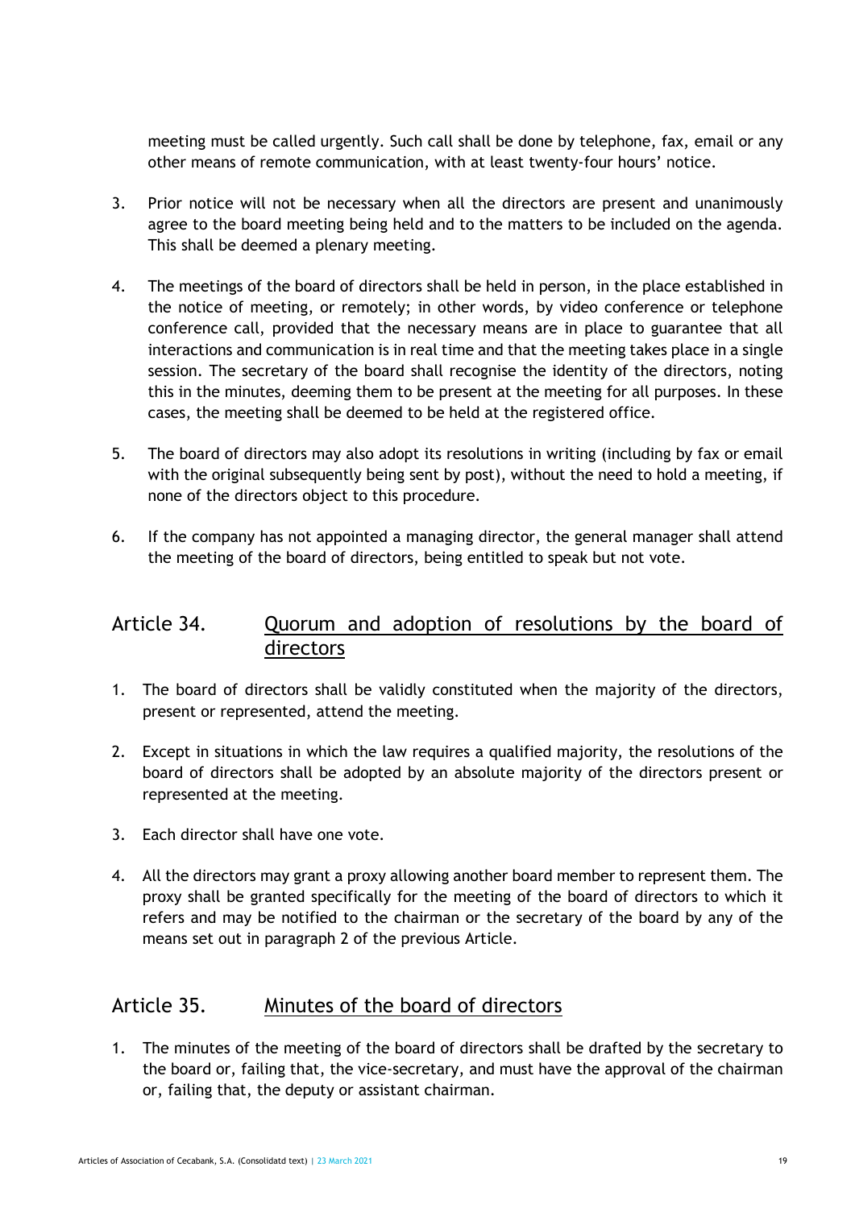meeting must be called urgently. Such call shall be done by telephone, fax, email or any other means of remote communication, with at least twenty-four hours' notice.

3. Prior notice will not be necessary when all the directors are present and unanimously agree to the board meeting being held and to the matters to be included on the agenda. This shall be deemed a plenary meeting.

4. The meetings of the board of directors shall be held in person, in the place established in the notice of meeting, or remotely; in other words, by video conference or telephone conference call, provided that the necessary means are in place to guarantee that all interactions and communication is in real time and that the meeting takes place in a single session. The secretary of the board shall recognise the identity of the directors, noting this in the minutes, deeming them to be present at the meeting for all purposes. In these cases, the meeting shall be deemed to be held at the registered office.

5. The board of directors may also adopt its resolutions in writing (including by fax or email with the original subsequently being sent by post), without the need to hold a meeting, if none of the directors object to this procedure.

6. If the company has not appointed a managing director, the general manager shall attend the meeting of the board of directors, being entitled to speak but not vote.

## Article 34. Quorum and adoption of resolutions by the board of directors

1. The board of directors shall be validly constituted when the majority of the directors, present or represented, attend the meeting.

2. Except in situations in which the law requires a qualified majority, the resolutions of the board of directors shall be adopted by an absolute majority of the directors present or represented at the meeting.

3. Each director shall have one vote.

4. All the directors may grant a proxy allowing another board member to represent them. The proxy shall be granted specifically for the meeting of the board of directors to which it refers and may be notified to the chairman or the secretary of the board by any of the means set out in paragraph 2 of the previous Article.

## Article 35. Minutes of the board of directors

1. The minutes of the meeting of the board of directors shall be drafted by the secretary to the board or, failing that, the vice-secretary, and must have the approval of the chairman or, failing that, the deputy or assistant chairman.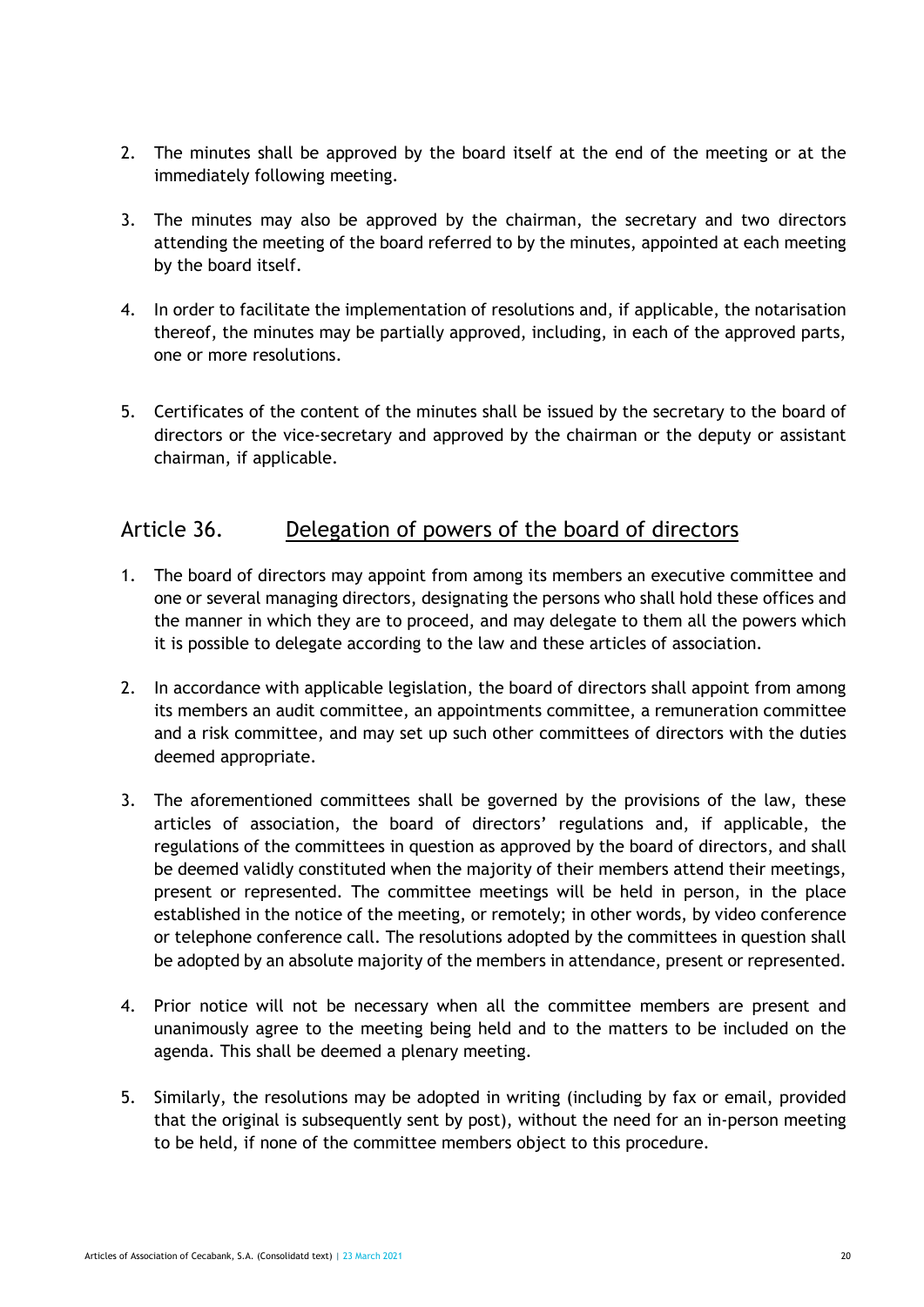2. The minutes shall be approved by the board itself at the end of the meeting or at the immediately following meeting.

3. The minutes may also be approved by the chairman, the secretary and two directors attending the meeting of the board referred to by the minutes, appointed at each meeting by the board itself.

4. In order to facilitate the implementation of resolutions and, if applicable, the notarisation thereof, the minutes may be partially approved, including, in each of the approved parts, one or more resolutions.

5. Certificates of the content of the minutes shall be issued by the secretary to the board of directors or the vice-secretary and approved by the chairman or the deputy or assistant chairman, if applicable.

## Article 36. Delegation of powers of the board of directors

1. The board of directors may appoint from among its members an executive committee and one or several managing directors, designating the persons who shall hold these offices and the manner in which they are to proceed, and may delegate to them all the powers which it is possible to delegate according to the law and these articles of association.

2. In accordance with applicable legislation, the board of directors shall appoint from among its members an audit committee, an appointments committee, a remuneration committee and a risk committee, and may set up such other committees of directors with the duties deemed appropriate.

3. The aforementioned committees shall be governed by the provisions of the law, these articles of association, the board of directors' regulations and, if applicable, the regulations of the committees in question as approved by the board of directors, and shall be deemed validly constituted when the majority of their members attend their meetings, present or represented. The committee meetings will be held in person, in the place established in the notice of the meeting, or remotely; in other words, by video conference or telephone conference call. The resolutions adopted by the committees in question shall be adopted by an absolute majority of the members in attendance, present or represented.

4. Prior notice will not be necessary when all the committee members are present and unanimously agree to the meeting being held and to the matters to be included on the agenda. This shall be deemed a plenary meeting.

5. Similarly, the resolutions may be adopted in writing (including by fax or email, provided that the original is subsequently sent by post), without the need for an in-person meeting to be held, if none of the committee members object to this procedure.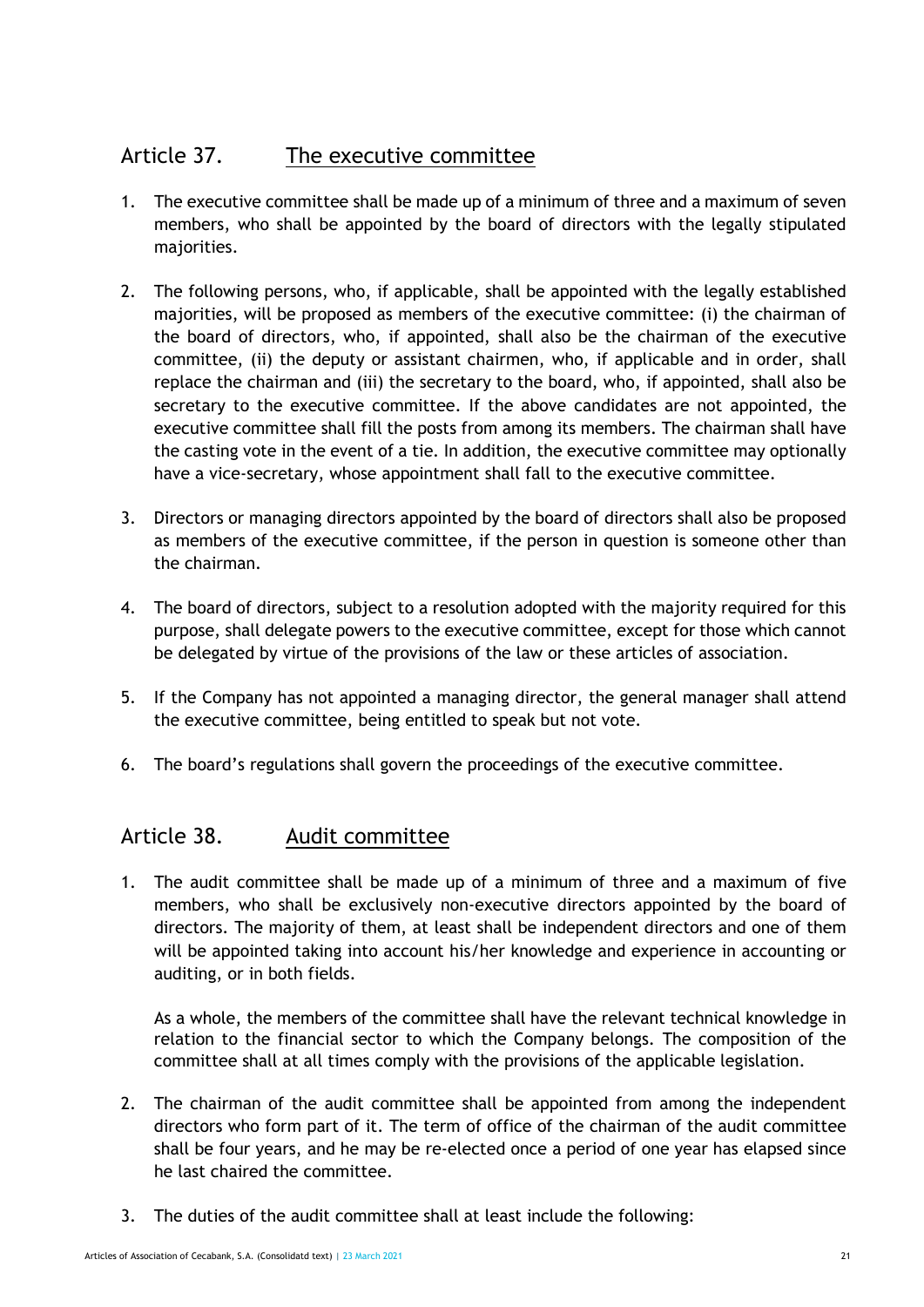## Article 37. The executive committee

1. The executive committee shall be made up of a minimum of three and a maximum of seven members, who shall be appointed by the board of directors with the legally stipulated majorities.

2. The following persons, who, if applicable, shall be appointed with the legally established majorities, will be proposed as members of the executive committee: (i) the chairman of the board of directors, who, if appointed, shall also be the chairman of the executive committee, (ii) the deputy or assistant chairmen, who, if applicable and in order, shall replace the chairman and (iii) the secretary to the board, who, if appointed, shall also be secretary to the executive committee. If the above candidates are not appointed, the executive committee shall fill the posts from among its members. The chairman shall have the casting vote in the event of a tie. In addition, the executive committee may optionally have a vice-secretary, whose appointment shall fall to the executive committee.

3. Directors or managing directors appointed by the board of directors shall also be proposed as members of the executive committee, if the person in question is someone other than the chairman.

4. The board of directors, subject to a resolution adopted with the majority required for this purpose, shall delegate powers to the executive committee, except for those which cannot be delegated by virtue of the provisions of the law or these articles of association.

5. If the Company has not appointed a managing director, the general manager shall attend the executive committee, being entitled to speak but not vote.

6. The board's regulations shall govern the proceedings of the executive committee.

## Article 38. Audit committee

1. The audit committee shall be made up of a minimum of three and a maximum of five members, who shall be exclusively non-executive directors appointed by the board of directors. The majority of them, at least shall be independent directors and one of them will be appointed taking into account his/her knowledge and experience in accounting or auditing, or in both fields.

   As a whole, the members of the committee shall have the relevant technical knowledge in relation to the financial sector to which the Company belongs. The composition of the committee shall at all times comply with the provisions of the applicable legislation.

2. The chairman of the audit committee shall be appointed from among the independent directors who form part of it. The term of office of the chairman of the audit committee shall be four years, and he may be re-elected once a period of one year has elapsed since he last chaired the committee.

3. The duties of the audit committee shall at least include the following: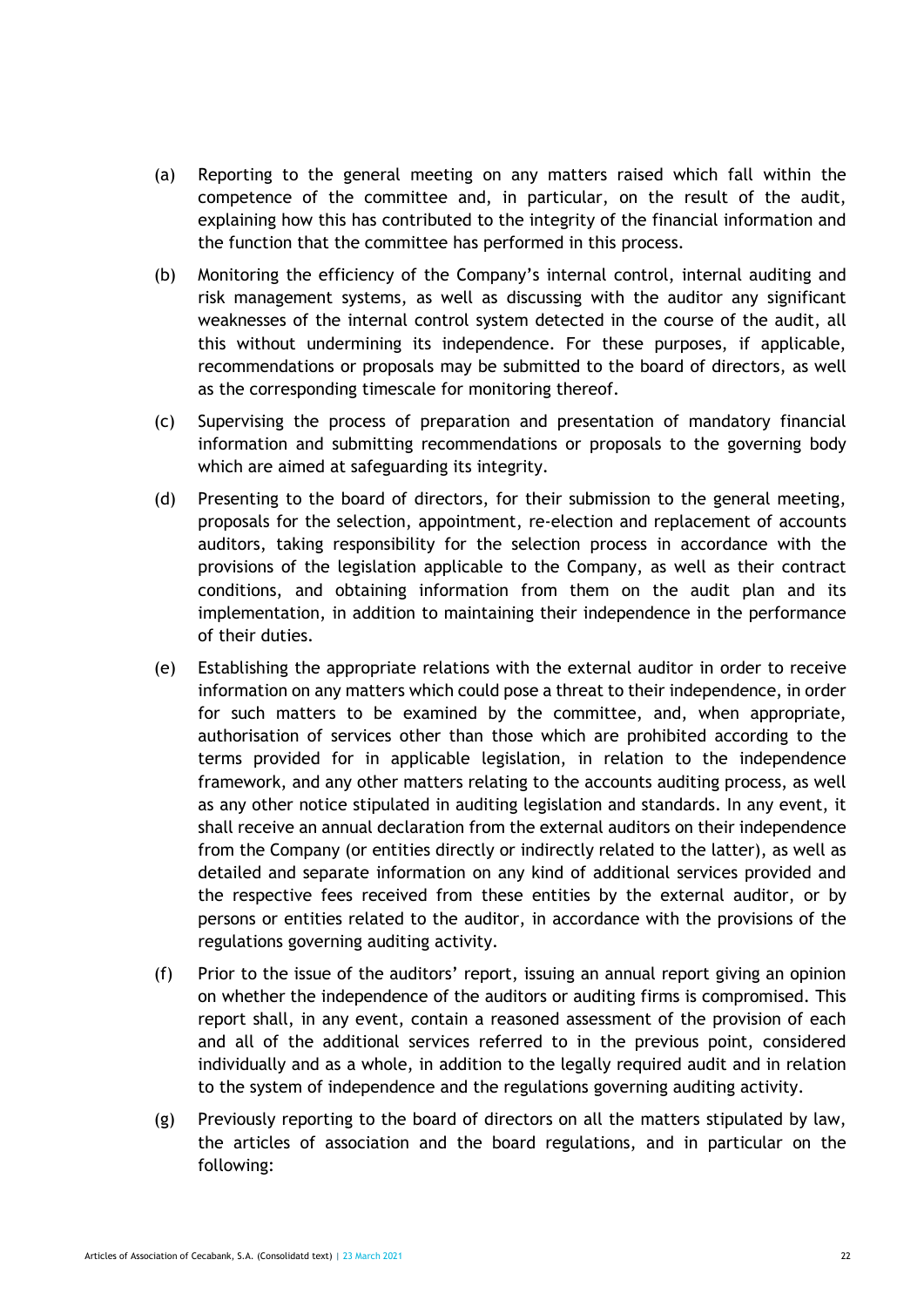(a) Reporting to the general meeting on any matters raised which fall within the competence of the committee and, in particular, on the result of the audit, explaining how this has contributed to the integrity of the financial information and the function that the committee has performed in this process.

(b) Monitoring the efficiency of the Company's internal control, internal auditing and risk management systems, as well as discussing with the auditor any significant weaknesses of the internal control system detected in the course of the audit, all this without undermining its independence. For these purposes, if applicable, recommendations or proposals may be submitted to the board of directors, as well as the corresponding timescale for monitoring thereof.

(c) Supervising the process of preparation and presentation of mandatory financial information and submitting recommendations or proposals to the governing body which are aimed at safeguarding its integrity.

(d) Presenting to the board of directors, for their submission to the general meeting, proposals for the selection, appointment, re-election and replacement of accounts auditors, taking responsibility for the selection process in accordance with the provisions of the legislation applicable to the Company, as well as their contract conditions, and obtaining information from them on the audit plan and its implementation, in addition to maintaining their independence in the performance of their duties.

(e) Establishing the appropriate relations with the external auditor in order to receive information on any matters which could pose a threat to their independence, in order for such matters to be examined by the committee, and, when appropriate, authorisation of services other than those which are prohibited according to the terms provided for in applicable legislation, in relation to the independence framework, and any other matters relating to the accounts auditing process, as well as any other notice stipulated in auditing legislation and standards. In any event, it shall receive an annual declaration from the external auditors on their independence from the Company (or entities directly or indirectly related to the latter), as well as detailed and separate information on any kind of additional services provided and the respective fees received from these entities by the external auditor, or by persons or entities related to the auditor, in accordance with the provisions of the regulations governing auditing activity.

(f) Prior to the issue of the auditors' report, issuing an annual report giving an opinion on whether the independence of the auditors or auditing firms is compromised. This report shall, in any event, contain a reasoned assessment of the provision of each and all of the additional services referred to in the previous point, considered individually and as a whole, in addition to the legally required audit and in relation to the system of independence and the regulations governing auditing activity.

(g) Previously reporting to the board of directors on all the matters stipulated by law, the articles of association and the board regulations, and in particular on the following: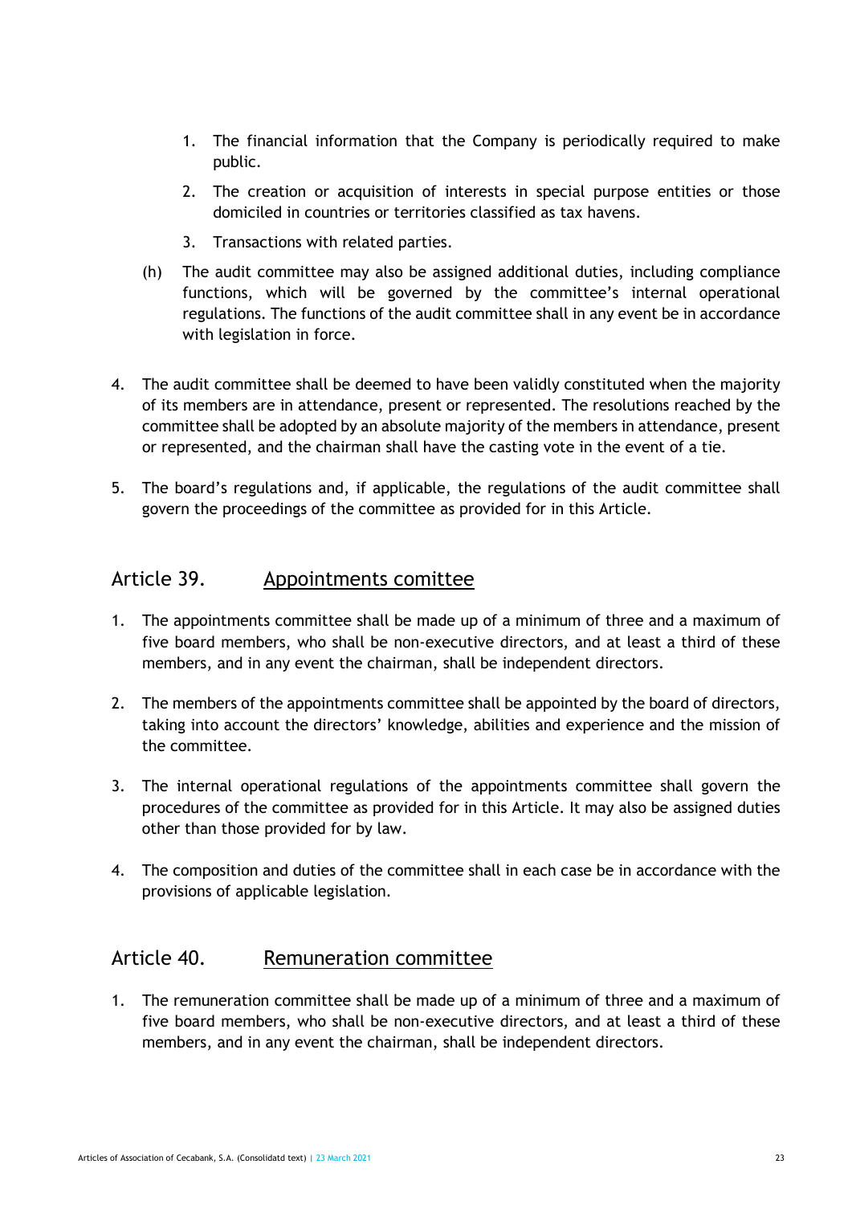1. The financial information that the Company is periodically required to make public.
2. The creation or acquisition of interests in special purpose entities or those domiciled in countries or territories classified as tax havens.
3. Transactions with related parties.

(h) The audit committee may also be assigned additional duties, including compliance functions, which will be governed by the committee's internal operational regulations. The functions of the audit committee shall in any event be in accordance with legislation in force.

4. The audit committee shall be deemed to have been validly constituted when the majority of its members are in attendance, present or represented. The resolutions reached by the committee shall be adopted by an absolute majority of the members in attendance, present or represented, and the chairman shall have the casting vote in the event of a tie.

5. The board's regulations and, if applicable, the regulations of the audit committee shall govern the proceedings of the committee as provided for in this Article.

## Article 39. Appointments comittee

1. The appointments committee shall be made up of a minimum of three and a maximum of five board members, who shall be non-executive directors, and at least a third of these members, and in any event the chairman, shall be independent directors.

2. The members of the appointments committee shall be appointed by the board of directors, taking into account the directors' knowledge, abilities and experience and the mission of the committee.

3. The internal operational regulations of the appointments committee shall govern the procedures of the committee as provided for in this Article. It may also be assigned duties other than those provided for by law.

4. The composition and duties of the committee shall in each case be in accordance with the provisions of applicable legislation.

## Article 40. Remuneration committee

1. The remuneration committee shall be made up of a minimum of three and a maximum of five board members, who shall be non-executive directors, and at least a third of these members, and in any event the chairman, shall be independent directors.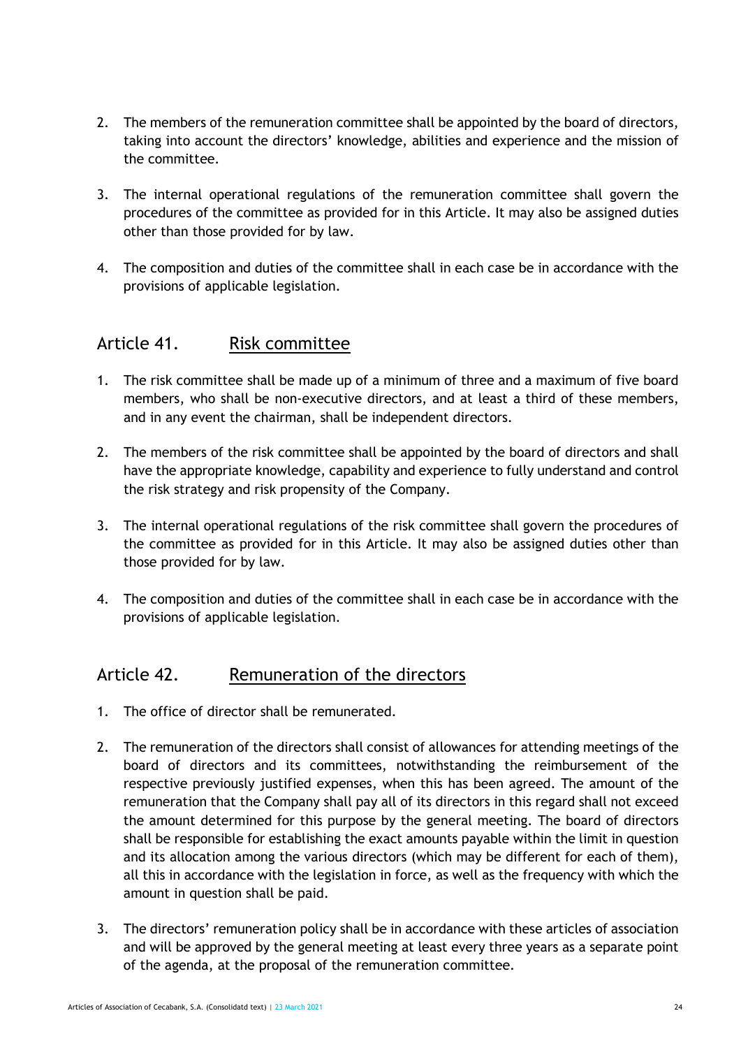2. The members of the remuneration committee shall be appointed by the board of directors, taking into account the directors' knowledge, abilities and experience and the mission of the committee.

3. The internal operational regulations of the remuneration committee shall govern the procedures of the committee as provided for in this Article. It may also be assigned duties other than those provided for by law.

4. The composition and duties of the committee shall in each case be in accordance with the provisions of applicable legislation.

## Article 41. Risk committee

1. The risk committee shall be made up of a minimum of three and a maximum of five board members, who shall be non-executive directors, and at least a third of these members, and in any event the chairman, shall be independent directors.

2. The members of the risk committee shall be appointed by the board of directors and shall have the appropriate knowledge, capability and experience to fully understand and control the risk strategy and risk propensity of the Company.

3. The internal operational regulations of the risk committee shall govern the procedures of the committee as provided for in this Article. It may also be assigned duties other than those provided for by law.

4. The composition and duties of the committee shall in each case be in accordance with the provisions of applicable legislation.

## Article 42. Remuneration of the directors

1. The office of director shall be remunerated.

2. The remuneration of the directors shall consist of allowances for attending meetings of the board of directors and its committees, notwithstanding the reimbursement of the respective previously justified expenses, when this has been agreed. The amount of the remuneration that the Company shall pay all of its directors in this regard shall not exceed the amount determined for this purpose by the general meeting. The board of directors shall be responsible for establishing the exact amounts payable within the limit in question and its allocation among the various directors (which may be different for each of them), all this in accordance with the legislation in force, as well as the frequency with which the amount in question shall be paid.

3. The directors' remuneration policy shall be in accordance with these articles of association and will be approved by the general meeting at least every three years as a separate point of the agenda, at the proposal of the remuneration committee.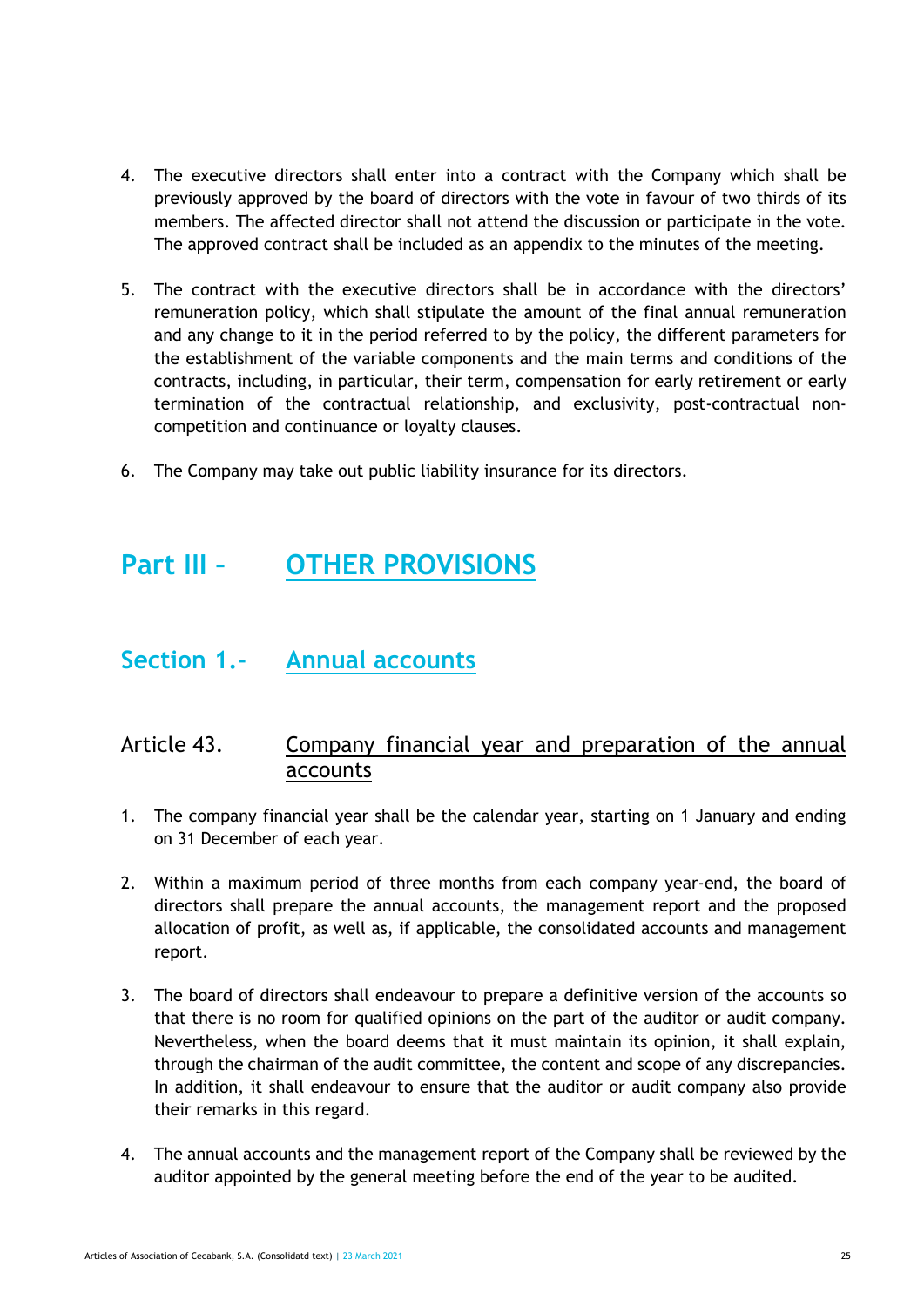4. The executive directors shall enter into a contract with the Company which shall be previously approved by the board of directors with the vote in favour of two thirds of its members. The affected director shall not attend the discussion or participate in the vote. The approved contract shall be included as an appendix to the minutes of the meeting.

5. The contract with the executive directors shall be in accordance with the directors' remuneration policy, which shall stipulate the amount of the final annual remuneration and any change to it in the period referred to by the policy, the different parameters for the establishment of the variable components and the main terms and conditions of the contracts, including, in particular, their term, compensation for early retirement or early termination of the contractual relationship, and exclusivity, post-contractual non-competition and continuance or loyalty clauses.

6. The Company may take out public liability insurance for its directors.

# Part III – OTHER PROVISIONS

## Section 1.- Annual accounts

### Article 43. Company financial year and preparation of the annual accounts

1. The company financial year shall be the calendar year, starting on 1 January and ending on 31 December of each year.

2. Within a maximum period of three months from each company year-end, the board of directors shall prepare the annual accounts, the management report and the proposed allocation of profit, as well as, if applicable, the consolidated accounts and management report.

3. The board of directors shall endeavour to prepare a definitive version of the accounts so that there is no room for qualified opinions on the part of the auditor or audit company. Nevertheless, when the board deems that it must maintain its opinion, it shall explain, through the chairman of the audit committee, the content and scope of any discrepancies. In addition, it shall endeavour to ensure that the auditor or audit company also provide their remarks in this regard.

4. The annual accounts and the management report of the Company shall be reviewed by the auditor appointed by the general meeting before the end of the year to be audited.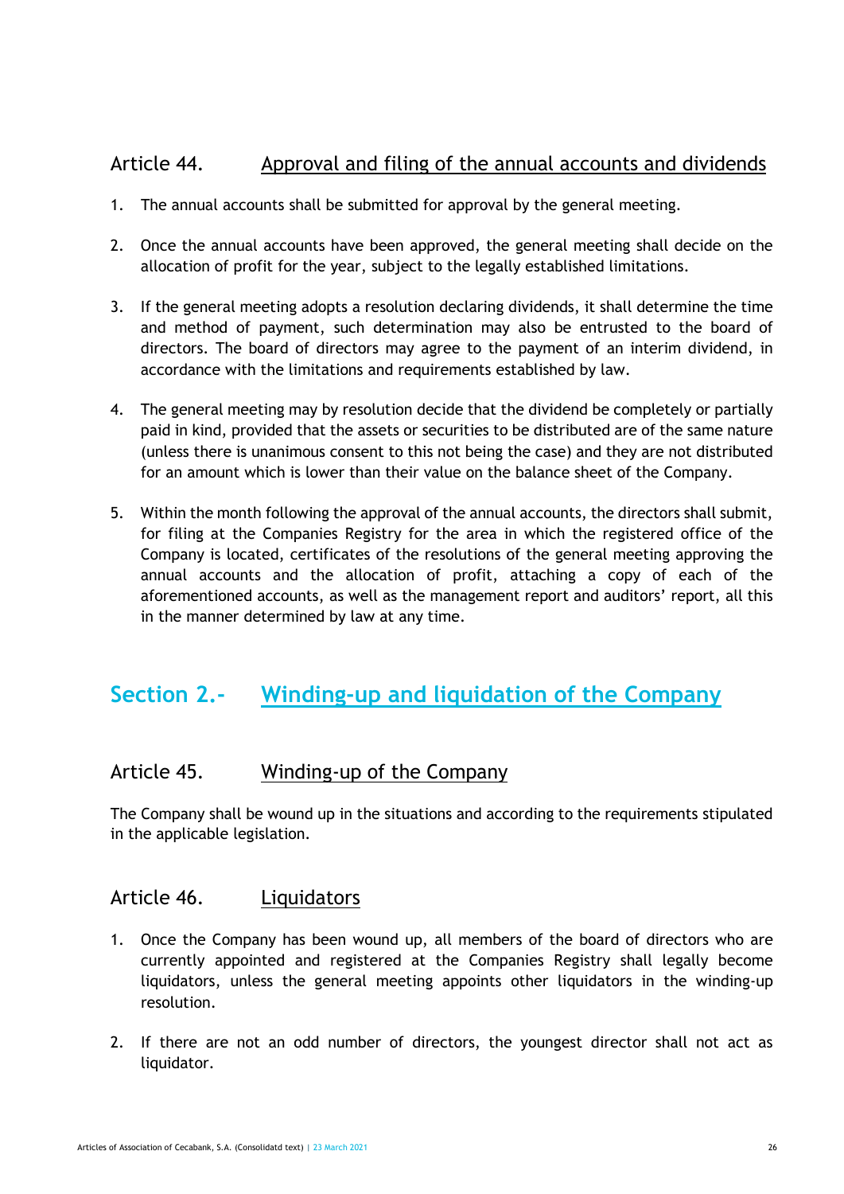### Article 44. Approval and filing of the annual accounts and dividends

1. The annual accounts shall be submitted for approval by the general meeting.

2. Once the annual accounts have been approved, the general meeting shall decide on the allocation of profit for the year, subject to the legally established limitations.

3. If the general meeting adopts a resolution declaring dividends, it shall determine the time and method of payment, such determination may also be entrusted to the board of directors. The board of directors may agree to the payment of an interim dividend, in accordance with the limitations and requirements established by law.

4. The general meeting may by resolution decide that the dividend be completely or partially paid in kind, provided that the assets or securities to be distributed are of the same nature (unless there is unanimous consent to this not being the case) and they are not distributed for an amount which is lower than their value on the balance sheet of the Company.

5. Within the month following the approval of the annual accounts, the directors shall submit, for filing at the Companies Registry for the area in which the registered office of the Company is located, certificates of the resolutions of the general meeting approving the annual accounts and the allocation of profit, attaching a copy of each of the aforementioned accounts, as well as the management report and auditors' report, all this in the manner determined by law at any time.

## Section 2.- Winding-up and liquidation of the Company

### Article 45. Winding-up of the Company

The Company shall be wound up in the situations and according to the requirements stipulated in the applicable legislation.

### Article 46. Liquidators

1. Once the Company has been wound up, all members of the board of directors who are currently appointed and registered at the Companies Registry shall legally become liquidators, unless the general meeting appoints other liquidators in the winding-up resolution.

2. If there are not an odd number of directors, the youngest director shall not act as liquidator.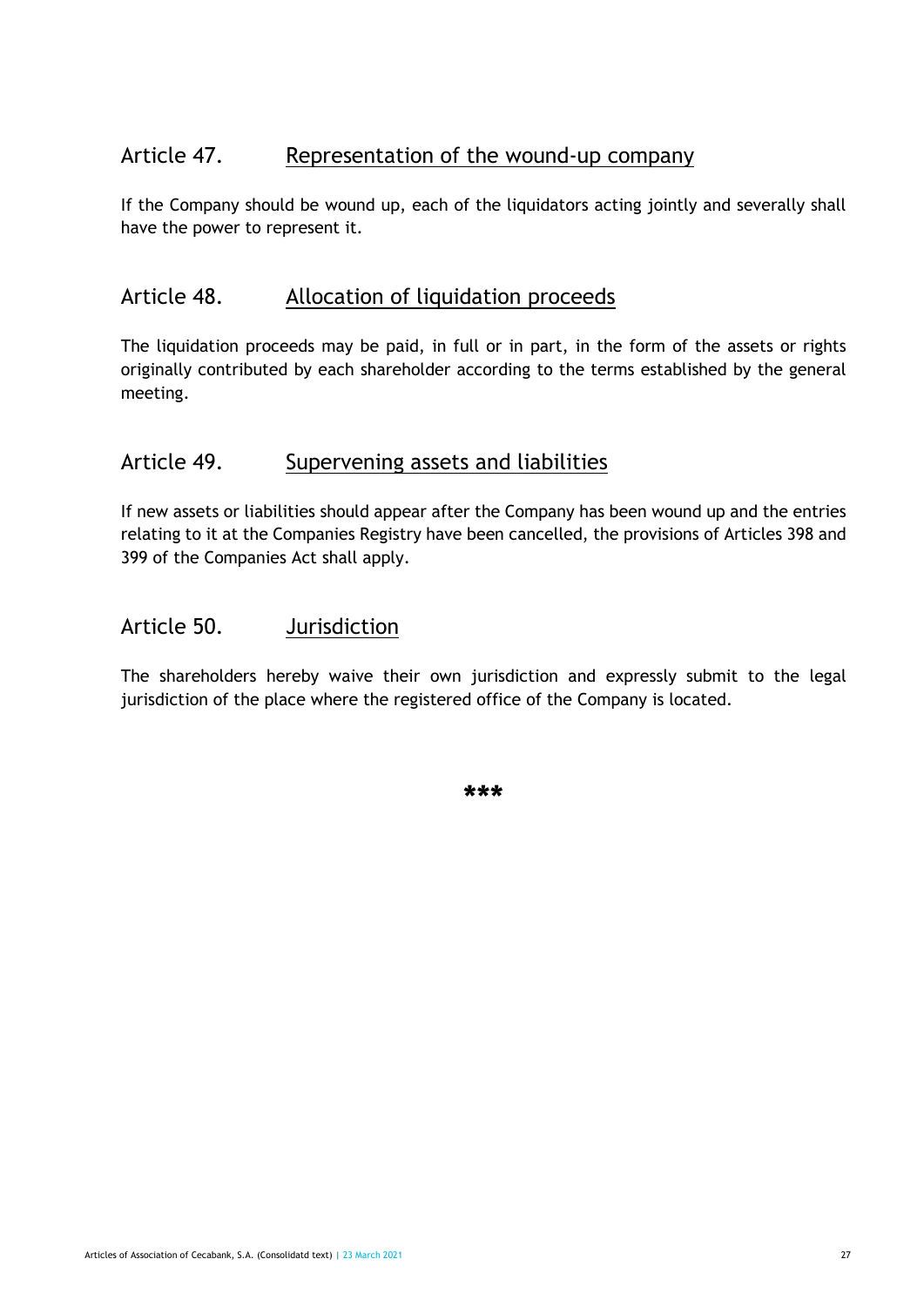## Article 47. Representation of the wound-up company

If the Company should be wound up, each of the liquidators acting jointly and severally shall have the power to represent it.

## Article 48. Allocation of liquidation proceeds

The liquidation proceeds may be paid, in full or in part, in the form of the assets or rights originally contributed by each shareholder according to the terms established by the general meeting.

## Article 49. Supervening assets and liabilities

If new assets or liabilities should appear after the Company has been wound up and the entries relating to it at the Companies Registry have been cancelled, the provisions of Articles 398 and 399 of the Companies Act shall apply.

## Article 50. Jurisdiction

The shareholders hereby waive their own jurisdiction and expressly submit to the legal jurisdiction of the place where the registered office of the Company is located.

***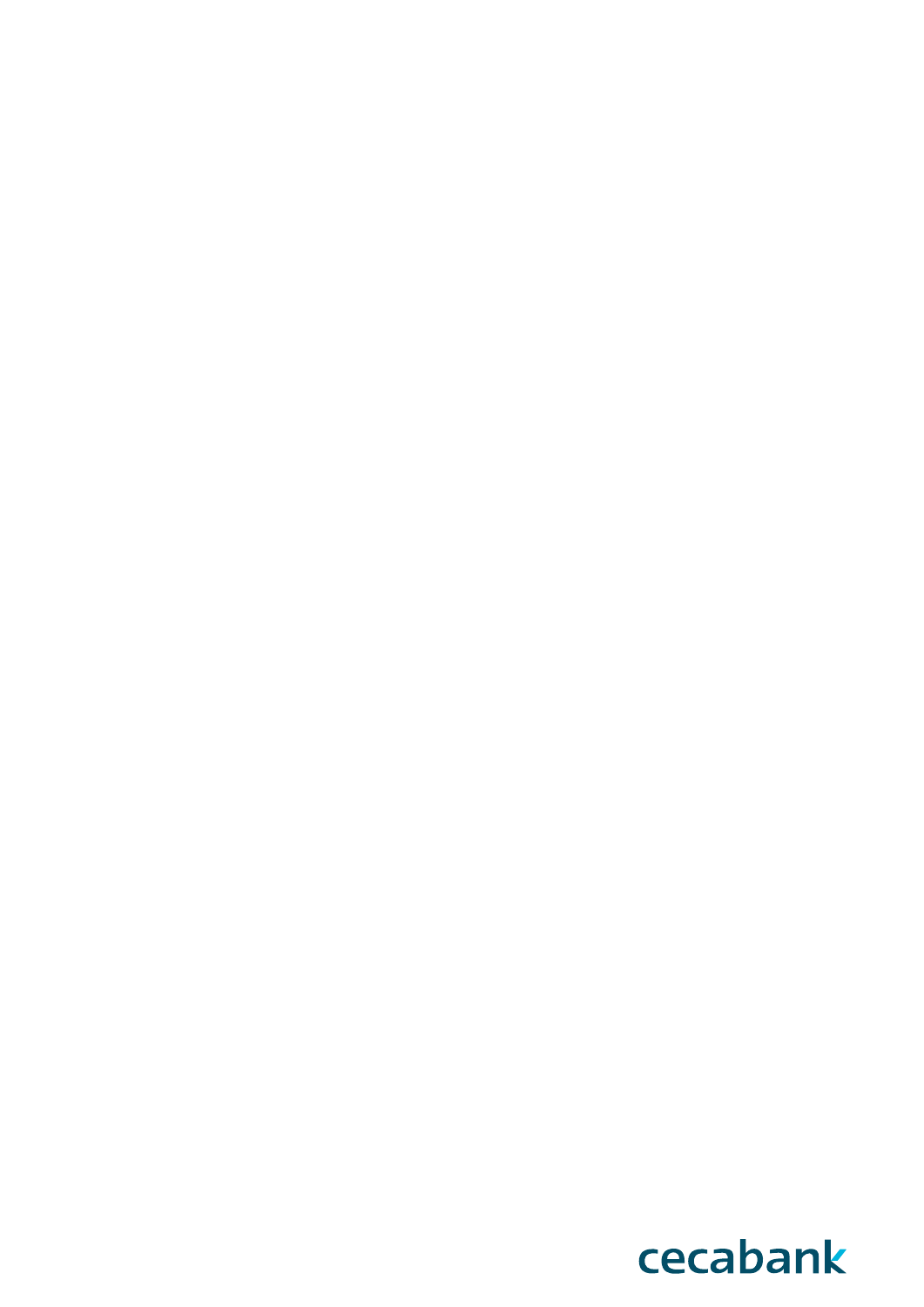cecabank